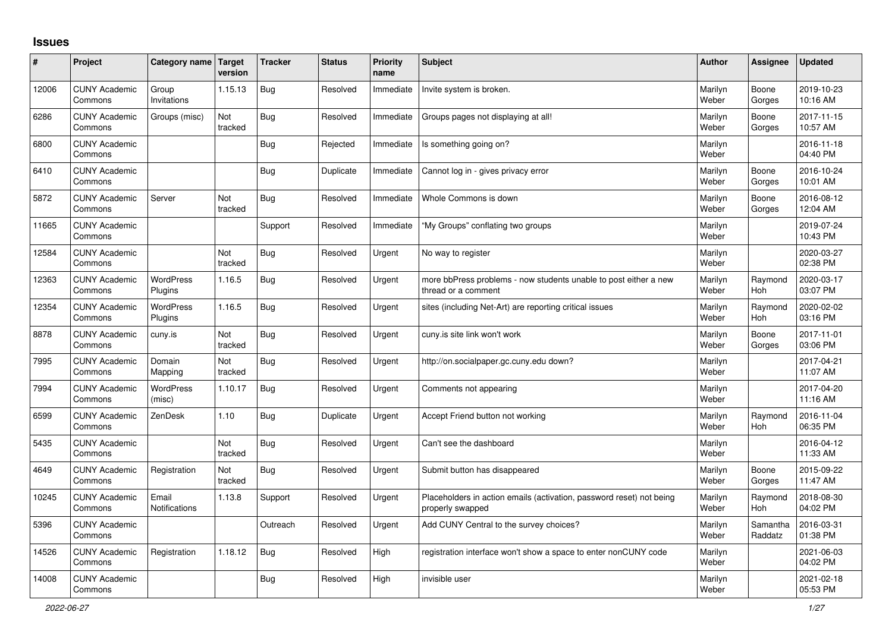## Issues

| # | Project | Category name | Target version | Tracker | Status | Priority name | Subject | Author | Assignee | Updated |
|---|---|---|---|---|---|---|---|---|---|---|
| 12006 | CUNY Academic Commons | Group Invitations | 1.15.13 | Bug | Resolved | Immediate | Invite system is broken. | Marilyn Weber | Boone Gorges | 2019-10-23 10:16 AM |
| 6286 | CUNY Academic Commons | Groups (misc) | Not tracked | Bug | Resolved | Immediate | Groups pages not displaying at all! | Marilyn Weber | Boone Gorges | 2017-11-15 10:57 AM |
| 6800 | CUNY Academic Commons | | | Bug | Rejected | Immediate | Is something going on? | Marilyn Weber | | 2016-11-18 04:40 PM |
| 6410 | CUNY Academic Commons | | | Bug | Duplicate | Immediate | Cannot log in - gives privacy error | Marilyn Weber | Boone Gorges | 2016-10-24 10:01 AM |
| 5872 | CUNY Academic Commons | Server | Not tracked | Bug | Resolved | Immediate | Whole Commons is down | Marilyn Weber | Boone Gorges | 2016-08-12 12:04 AM |
| 11665 | CUNY Academic Commons | | | Support | Resolved | Immediate | "My Groups" conflating two groups | Marilyn Weber | | 2019-07-24 10:43 PM |
| 12584 | CUNY Academic Commons | | Not tracked | Bug | Resolved | Urgent | No way to register | Marilyn Weber | | 2020-03-27 02:38 PM |
| 12363 | CUNY Academic Commons | WordPress Plugins | 1.16.5 | Bug | Resolved | Urgent | more bbPress problems - now students unable to post either a new thread or a comment | Marilyn Weber | Raymond Hoh | 2020-03-17 03:07 PM |
| 12354 | CUNY Academic Commons | WordPress Plugins | 1.16.5 | Bug | Resolved | Urgent | sites (including Net-Art) are reporting critical issues | Marilyn Weber | Raymond Hoh | 2020-02-02 03:16 PM |
| 8878 | CUNY Academic Commons | cuny.is | Not tracked | Bug | Resolved | Urgent | cuny.is site link won't work | Marilyn Weber | Boone Gorges | 2017-11-01 03:06 PM |
| 7995 | CUNY Academic Commons | Domain Mapping | Not tracked | Bug | Resolved | Urgent | http://on.socialpaper.gc.cuny.edu down? | Marilyn Weber | | 2017-04-21 11:07 AM |
| 7994 | CUNY Academic Commons | WordPress (misc) | 1.10.17 | Bug | Resolved | Urgent | Comments not appearing | Marilyn Weber | | 2017-04-20 11:16 AM |
| 6599 | CUNY Academic Commons | ZenDesk | 1.10 | Bug | Duplicate | Urgent | Accept Friend button not working | Marilyn Weber | Raymond Hoh | 2016-11-04 06:35 PM |
| 5435 | CUNY Academic Commons | | Not tracked | Bug | Resolved | Urgent | Can't see the dashboard | Marilyn Weber | | 2016-04-12 11:33 AM |
| 4649 | CUNY Academic Commons | Registration | Not tracked | Bug | Resolved | Urgent | Submit button has disappeared | Marilyn Weber | Boone Gorges | 2015-09-22 11:47 AM |
| 10245 | CUNY Academic Commons | Email Notifications | 1.13.8 | Support | Resolved | Urgent | Placeholders in action emails (activation, password reset) not being properly swapped | Marilyn Weber | Raymond Hoh | 2018-08-30 04:02 PM |
| 5396 | CUNY Academic Commons | | | Outreach | Resolved | Urgent | Add CUNY Central to the survey choices? | Marilyn Weber | Samantha Raddatz | 2016-03-31 01:38 PM |
| 14526 | CUNY Academic Commons | Registration | 1.18.12 | Bug | Resolved | High | registration interface won't show a space to enter nonCUNY code | Marilyn Weber | | 2021-06-03 04:02 PM |
| 14008 | CUNY Academic Commons | | | Bug | Resolved | High | invisible user | Marilyn Weber | | 2021-02-18 05:53 PM |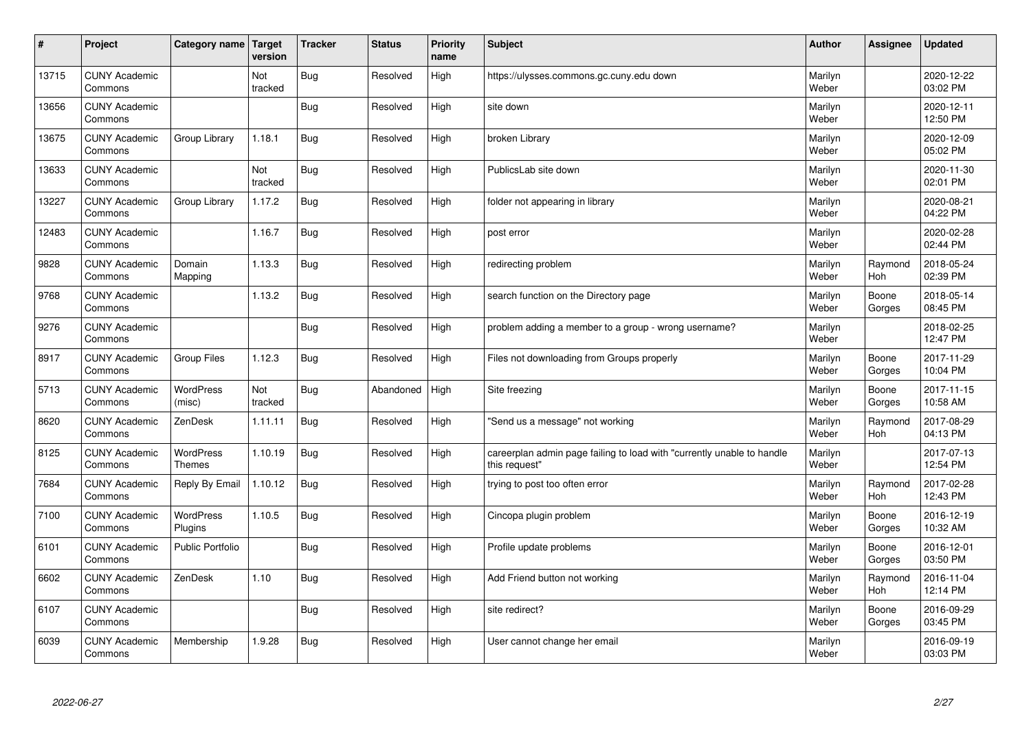| # | Project | Category name | Target version | Tracker | Status | Priority name | Subject | Author | Assignee | Updated |
|---|---|---|---|---|---|---|---|---|---|---|
| 13715 | CUNY Academic Commons | | Not tracked | Bug | Resolved | High | https://ulysses.commons.gc.cuny.edu down | Marilyn Weber | | 2020-12-22 03:02 PM |
| 13656 | CUNY Academic Commons | | | Bug | Resolved | High | site down | Marilyn Weber | | 2020-12-11 12:50 PM |
| 13675 | CUNY Academic Commons | Group Library | 1.18.1 | Bug | Resolved | High | broken Library | Marilyn Weber | | 2020-12-09 05:02 PM |
| 13633 | CUNY Academic Commons | | Not tracked | Bug | Resolved | High | PublicsLab site down | Marilyn Weber | | 2020-11-30 02:01 PM |
| 13227 | CUNY Academic Commons | Group Library | 1.17.2 | Bug | Resolved | High | folder not appearing in library | Marilyn Weber | | 2020-08-21 04:22 PM |
| 12483 | CUNY Academic Commons | | 1.16.7 | Bug | Resolved | High | post error | Marilyn Weber | | 2020-02-28 02:44 PM |
| 9828 | CUNY Academic Commons | Domain Mapping | 1.13.3 | Bug | Resolved | High | redirecting problem | Marilyn Weber | Raymond Hoh | 2018-05-24 02:39 PM |
| 9768 | CUNY Academic Commons | | 1.13.2 | Bug | Resolved | High | search function on the Directory page | Marilyn Weber | Boone Gorges | 2018-05-14 08:45 PM |
| 9276 | CUNY Academic Commons | | | Bug | Resolved | High | problem adding a member to a group - wrong username? | Marilyn Weber | | 2018-02-25 12:47 PM |
| 8917 | CUNY Academic Commons | Group Files | 1.12.3 | Bug | Resolved | High | Files not downloading from Groups properly | Marilyn Weber | Boone Gorges | 2017-11-29 10:04 PM |
| 5713 | CUNY Academic Commons | WordPress (misc) | Not tracked | Bug | Abandoned | High | Site freezing | Marilyn Weber | Boone Gorges | 2017-11-15 10:58 AM |
| 8620 | CUNY Academic Commons | ZenDesk | 1.11.11 | Bug | Resolved | High | "Send us a message" not working | Marilyn Weber | Raymond Hoh | 2017-08-29 04:13 PM |
| 8125 | CUNY Academic Commons | WordPress Themes | 1.10.19 | Bug | Resolved | High | careerplan admin page failing to load with "currently unable to handle this request" | Marilyn Weber | | 2017-07-13 12:54 PM |
| 7684 | CUNY Academic Commons | Reply By Email | 1.10.12 | Bug | Resolved | High | trying to post too often error | Marilyn Weber | Raymond Hoh | 2017-02-28 12:43 PM |
| 7100 | CUNY Academic Commons | WordPress Plugins | 1.10.5 | Bug | Resolved | High | Cincopa plugin problem | Marilyn Weber | Boone Gorges | 2016-12-19 10:32 AM |
| 6101 | CUNY Academic Commons | Public Portfolio | | Bug | Resolved | High | Profile update problems | Marilyn Weber | Boone Gorges | 2016-12-01 03:50 PM |
| 6602 | CUNY Academic Commons | ZenDesk | 1.10 | Bug | Resolved | High | Add Friend button not working | Marilyn Weber | Raymond Hoh | 2016-11-04 12:14 PM |
| 6107 | CUNY Academic Commons | | | Bug | Resolved | High | site redirect? | Marilyn Weber | Boone Gorges | 2016-09-29 03:45 PM |
| 6039 | CUNY Academic Commons | Membership | 1.9.28 | Bug | Resolved | High | User cannot change her email | Marilyn Weber | | 2016-09-19 03:03 PM |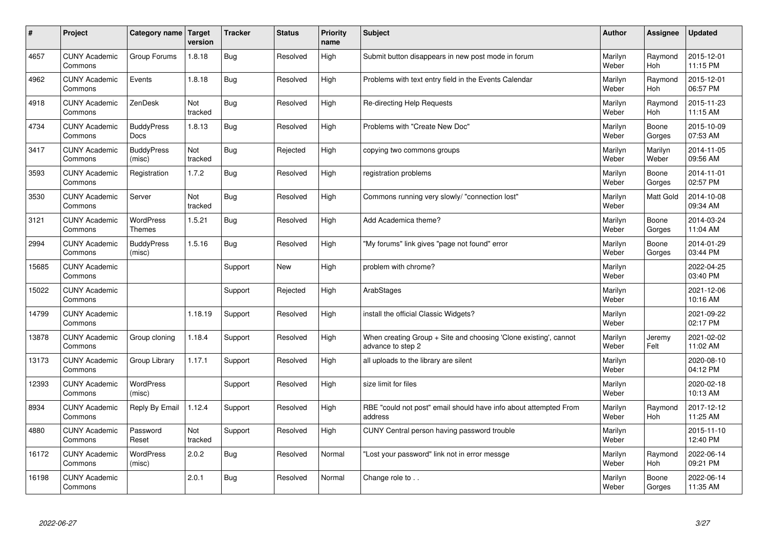| # | Project | Category name | Target version | Tracker | Status | Priority name | Subject | Author | Assignee | Updated |
|---|---|---|---|---|---|---|---|---|---|---|
| 4657 | CUNY Academic Commons | Group Forums | 1.8.18 | Bug | Resolved | High | Submit button disappears in new post mode in forum | Marilyn Weber | Raymond Hoh | 2015-12-01 11:15 PM |
| 4962 | CUNY Academic Commons | Events | 1.8.18 | Bug | Resolved | High | Problems with text entry field in the Events Calendar | Marilyn Weber | Raymond Hoh | 2015-12-01 06:57 PM |
| 4918 | CUNY Academic Commons | ZenDesk | Not tracked | Bug | Resolved | High | Re-directing Help Requests | Marilyn Weber | Raymond Hoh | 2015-11-23 11:15 AM |
| 4734 | CUNY Academic Commons | BuddyPress Docs | 1.8.13 | Bug | Resolved | High | Problems with "Create New Doc" | Marilyn Weber | Boone Gorges | 2015-10-09 07:53 AM |
| 3417 | CUNY Academic Commons | BuddyPress (misc) | Not tracked | Bug | Rejected | High | copying two commons groups | Marilyn Weber | Marilyn Weber | 2014-11-05 09:56 AM |
| 3593 | CUNY Academic Commons | Registration | 1.7.2 | Bug | Resolved | High | registration problems | Marilyn Weber | Boone Gorges | 2014-11-01 02:57 PM |
| 3530 | CUNY Academic Commons | Server | Not tracked | Bug | Resolved | High | Commons running very slowly/ "connection lost" | Marilyn Weber | Matt Gold | 2014-10-08 09:34 AM |
| 3121 | CUNY Academic Commons | WordPress Themes | 1.5.21 | Bug | Resolved | High | Add Academica theme? | Marilyn Weber | Boone Gorges | 2014-03-24 11:04 AM |
| 2994 | CUNY Academic Commons | BuddyPress (misc) | 1.5.16 | Bug | Resolved | High | "My forums" link gives "page not found" error | Marilyn Weber | Boone Gorges | 2014-01-29 03:44 PM |
| 15685 | CUNY Academic Commons | | | Support | New | High | problem with chrome? | Marilyn Weber | | 2022-04-25 03:40 PM |
| 15022 | CUNY Academic Commons | | | Support | Rejected | High | ArabStages | Marilyn Weber | | 2021-12-06 10:16 AM |
| 14799 | CUNY Academic Commons | | 1.18.19 | Support | Resolved | High | install the official Classic Widgets? | Marilyn Weber | | 2021-09-22 02:17 PM |
| 13878 | CUNY Academic Commons | Group cloning | 1.18.4 | Support | Resolved | High | When creating Group + Site and choosing 'Clone existing', cannot advance to step 2 | Marilyn Weber | Jeremy Felt | 2021-02-02 11:02 AM |
| 13173 | CUNY Academic Commons | Group Library | 1.17.1 | Support | Resolved | High | all uploads to the library are silent | Marilyn Weber | | 2020-08-10 04:12 PM |
| 12393 | CUNY Academic Commons | WordPress (misc) | | Support | Resolved | High | size limit for files | Marilyn Weber | | 2020-02-18 10:13 AM |
| 8934 | CUNY Academic Commons | Reply By Email | 1.12.4 | Support | Resolved | High | RBE "could not post" email should have info about attempted From address | Marilyn Weber | Raymond Hoh | 2017-12-12 11:25 AM |
| 4880 | CUNY Academic Commons | Password Reset | Not tracked | Support | Resolved | High | CUNY Central person having password trouble | Marilyn Weber | | 2015-11-10 12:40 PM |
| 16172 | CUNY Academic Commons | WordPress (misc) | 2.0.2 | Bug | Resolved | Normal | "Lost your password" link not in error messge | Marilyn Weber | Raymond Hoh | 2022-06-14 09:21 PM |
| 16198 | CUNY Academic Commons | | 2.0.1 | Bug | Resolved | Normal | Change role to . . | Marilyn Weber | Boone Gorges | 2022-06-14 11:35 AM |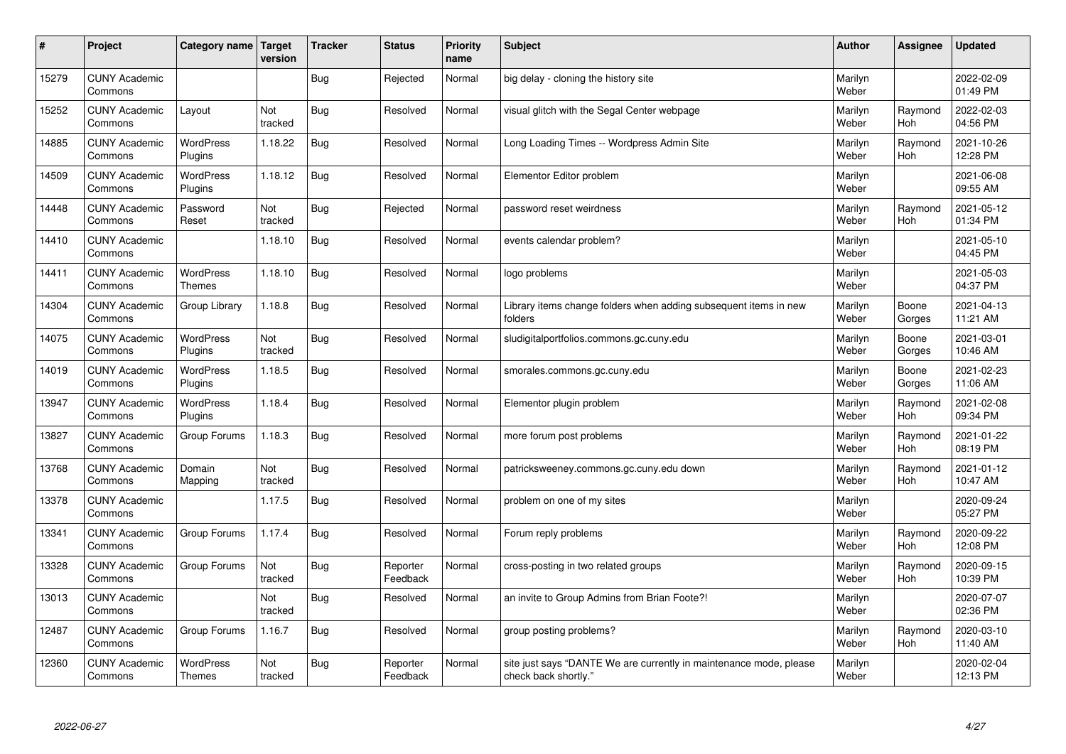| # | Project | Category name | Target version | Tracker | Status | Priority name | Subject | Author | Assignee | Updated |
|---|---|---|---|---|---|---|---|---|---|---|
| 15279 | CUNY Academic Commons | | | Bug | Rejected | Normal | big delay - cloning the history site | Marilyn Weber | | 2022-02-09 01:49 PM |
| 15252 | CUNY Academic Commons | Layout | Not tracked | Bug | Resolved | Normal | visual glitch with the Segal Center webpage | Marilyn Weber | Raymond Hoh | 2022-02-03 04:56 PM |
| 14885 | CUNY Academic Commons | WordPress Plugins | 1.18.22 | Bug | Resolved | Normal | Long Loading Times -- Wordpress Admin Site | Marilyn Weber | Raymond Hoh | 2021-10-26 12:28 PM |
| 14509 | CUNY Academic Commons | WordPress Plugins | 1.18.12 | Bug | Resolved | Normal | Elementor Editor problem | Marilyn Weber | | 2021-06-08 09:55 AM |
| 14448 | CUNY Academic Commons | Password Reset | Not tracked | Bug | Rejected | Normal | password reset weirdness | Marilyn Weber | Raymond Hoh | 2021-05-12 01:34 PM |
| 14410 | CUNY Academic Commons | | 1.18.10 | Bug | Resolved | Normal | events calendar problem? | Marilyn Weber | | 2021-05-10 04:45 PM |
| 14411 | CUNY Academic Commons | WordPress Themes | 1.18.10 | Bug | Resolved | Normal | logo problems | Marilyn Weber | | 2021-05-03 04:37 PM |
| 14304 | CUNY Academic Commons | Group Library | 1.18.8 | Bug | Resolved | Normal | Library items change folders when adding subsequent items in new folders | Marilyn Weber | Boone Gorges | 2021-04-13 11:21 AM |
| 14075 | CUNY Academic Commons | WordPress Plugins | Not tracked | Bug | Resolved | Normal | sludigitalportfolios.commons.gc.cuny.edu | Marilyn Weber | Boone Gorges | 2021-03-01 10:46 AM |
| 14019 | CUNY Academic Commons | WordPress Plugins | 1.18.5 | Bug | Resolved | Normal | smorales.commons.gc.cuny.edu | Marilyn Weber | Boone Gorges | 2021-02-23 11:06 AM |
| 13947 | CUNY Academic Commons | WordPress Plugins | 1.18.4 | Bug | Resolved | Normal | Elementor plugin problem | Marilyn Weber | Raymond Hoh | 2021-02-08 09:34 PM |
| 13827 | CUNY Academic Commons | Group Forums | 1.18.3 | Bug | Resolved | Normal | more forum post problems | Marilyn Weber | Raymond Hoh | 2021-01-22 08:19 PM |
| 13768 | CUNY Academic Commons | Domain Mapping | Not tracked | Bug | Resolved | Normal | patricksweeney.commons.gc.cuny.edu down | Marilyn Weber | Raymond Hoh | 2021-01-12 10:47 AM |
| 13378 | CUNY Academic Commons | | 1.17.5 | Bug | Resolved | Normal | problem on one of my sites | Marilyn Weber | | 2020-09-24 05:27 PM |
| 13341 | CUNY Academic Commons | Group Forums | 1.17.4 | Bug | Resolved | Normal | Forum reply problems | Marilyn Weber | Raymond Hoh | 2020-09-22 12:08 PM |
| 13328 | CUNY Academic Commons | Group Forums | Not tracked | Bug | Reporter Feedback | Normal | cross-posting in two related groups | Marilyn Weber | Raymond Hoh | 2020-09-15 10:39 PM |
| 13013 | CUNY Academic Commons | | Not tracked | Bug | Resolved | Normal | an invite to Group Admins from Brian Foote?! | Marilyn Weber | | 2020-07-07 02:36 PM |
| 12487 | CUNY Academic Commons | Group Forums | 1.16.7 | Bug | Resolved | Normal | group posting problems? | Marilyn Weber | Raymond Hoh | 2020-03-10 11:40 AM |
| 12360 | CUNY Academic Commons | WordPress Themes | Not tracked | Bug | Reporter Feedback | Normal | site just says "DANTE We are currently in maintenance mode, please check back shortly." | Marilyn Weber | | 2020-02-04 12:13 PM |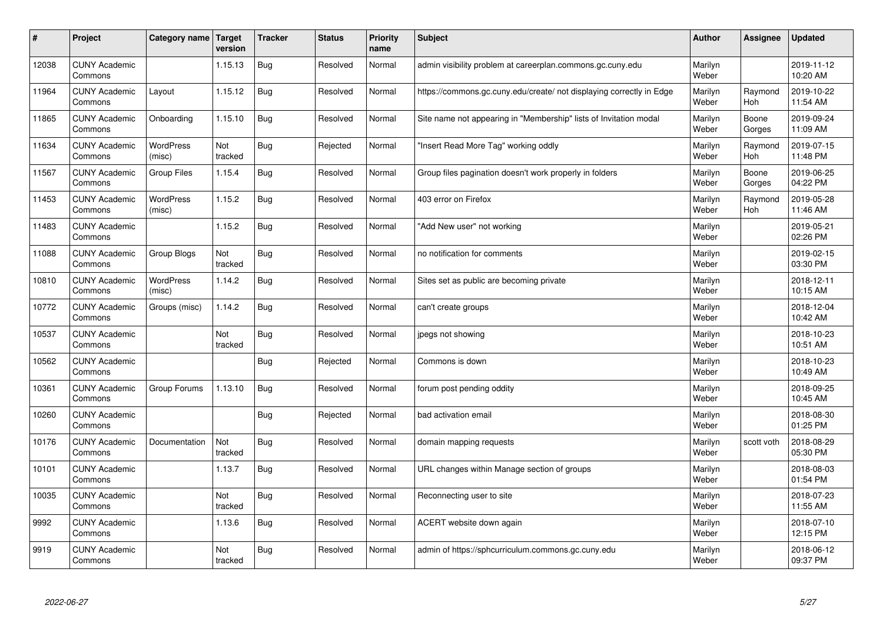| # | Project | Category name | Target version | Tracker | Status | Priority name | Subject | Author | Assignee | Updated |
|---|---|---|---|---|---|---|---|---|---|---|
| 12038 | CUNY Academic Commons | | 1.15.13 | Bug | Resolved | Normal | admin visibility problem at careerplan.commons.gc.cuny.edu | Marilyn Weber | | 2019-11-12 10:20 AM |
| 11964 | CUNY Academic Commons | Layout | 1.15.12 | Bug | Resolved | Normal | https://commons.gc.cuny.edu/create/ not displaying correctly in Edge | Marilyn Weber | Raymond Hoh | 2019-10-22 11:54 AM |
| 11865 | CUNY Academic Commons | Onboarding | 1.15.10 | Bug | Resolved | Normal | Site name not appearing in "Membership" lists of Invitation modal | Marilyn Weber | Boone Gorges | 2019-09-24 11:09 AM |
| 11634 | CUNY Academic Commons | WordPress (misc) | Not tracked | Bug | Rejected | Normal | "Insert Read More Tag" working oddly | Marilyn Weber | Raymond Hoh | 2019-07-15 11:48 PM |
| 11567 | CUNY Academic Commons | Group Files | 1.15.4 | Bug | Resolved | Normal | Group files pagination doesn't work properly in folders | Marilyn Weber | Boone Gorges | 2019-06-25 04:22 PM |
| 11453 | CUNY Academic Commons | WordPress (misc) | 1.15.2 | Bug | Resolved | Normal | 403 error on Firefox | Marilyn Weber | Raymond Hoh | 2019-05-28 11:46 AM |
| 11483 | CUNY Academic Commons | | 1.15.2 | Bug | Resolved | Normal | "Add New user" not working | Marilyn Weber | | 2019-05-21 02:26 PM |
| 11088 | CUNY Academic Commons | Group Blogs | Not tracked | Bug | Resolved | Normal | no notification for comments | Marilyn Weber | | 2019-02-15 03:30 PM |
| 10810 | CUNY Academic Commons | WordPress (misc) | 1.14.2 | Bug | Resolved | Normal | Sites set as public are becoming private | Marilyn Weber | | 2018-12-11 10:15 AM |
| 10772 | CUNY Academic Commons | Groups (misc) | 1.14.2 | Bug | Resolved | Normal | can't create groups | Marilyn Weber | | 2018-12-04 10:42 AM |
| 10537 | CUNY Academic Commons | | Not tracked | Bug | Resolved | Normal | jpegs not showing | Marilyn Weber | | 2018-10-23 10:51 AM |
| 10562 | CUNY Academic Commons | | | Bug | Rejected | Normal | Commons is down | Marilyn Weber | | 2018-10-23 10:49 AM |
| 10361 | CUNY Academic Commons | Group Forums | 1.13.10 | Bug | Resolved | Normal | forum post pending oddity | Marilyn Weber | | 2018-09-25 10:45 AM |
| 10260 | CUNY Academic Commons | | | Bug | Rejected | Normal | bad activation email | Marilyn Weber | | 2018-08-30 01:25 PM |
| 10176 | CUNY Academic Commons | Documentation | Not tracked | Bug | Resolved | Normal | domain mapping requests | Marilyn Weber | scott voth | 2018-08-29 05:30 PM |
| 10101 | CUNY Academic Commons | | 1.13.7 | Bug | Resolved | Normal | URL changes within Manage section of groups | Marilyn Weber | | 2018-08-03 01:54 PM |
| 10035 | CUNY Academic Commons | | Not tracked | Bug | Resolved | Normal | Reconnecting user to site | Marilyn Weber | | 2018-07-23 11:55 AM |
| 9992 | CUNY Academic Commons | | 1.13.6 | Bug | Resolved | Normal | ACERT website down again | Marilyn Weber | | 2018-07-10 12:15 PM |
| 9919 | CUNY Academic Commons | | Not tracked | Bug | Resolved | Normal | admin of https://sphcurriculum.commons.gc.cuny.edu | Marilyn Weber | | 2018-06-12 09:37 PM |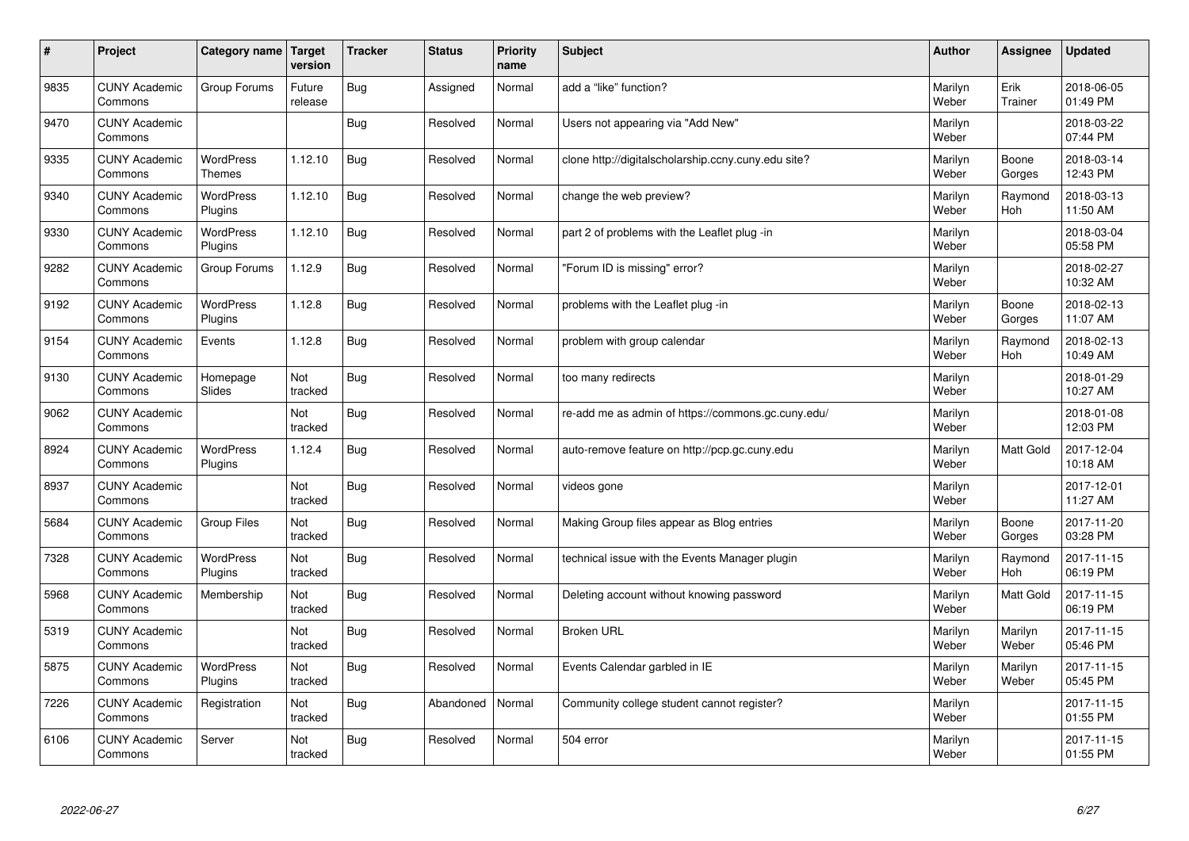| # | Project | Category name | Target version | Tracker | Status | Priority name | Subject | Author | Assignee | Updated |
|---|---|---|---|---|---|---|---|---|---|---|
| 9835 | CUNY Academic Commons | Group Forums | Future release | Bug | Assigned | Normal | add a "like" function? | Marilyn Weber | Erik Trainer | 2018-06-05 01:49 PM |
| 9470 | CUNY Academic Commons | | | Bug | Resolved | Normal | Users not appearing via "Add New" | Marilyn Weber | | 2018-03-22 07:44 PM |
| 9335 | CUNY Academic Commons | WordPress Themes | 1.12.10 | Bug | Resolved | Normal | clone http://digitalscholarship.ccny.cuny.edu site? | Marilyn Weber | Boone Gorges | 2018-03-14 12:43 PM |
| 9340 | CUNY Academic Commons | WordPress Plugins | 1.12.10 | Bug | Resolved | Normal | change the web preview? | Marilyn Weber | Raymond Hoh | 2018-03-13 11:50 AM |
| 9330 | CUNY Academic Commons | WordPress Plugins | 1.12.10 | Bug | Resolved | Normal | part 2 of problems with the Leaflet plug -in | Marilyn Weber | | 2018-03-04 05:58 PM |
| 9282 | CUNY Academic Commons | Group Forums | 1.12.9 | Bug | Resolved | Normal | "Forum ID is missing" error? | Marilyn Weber | | 2018-02-27 10:32 AM |
| 9192 | CUNY Academic Commons | WordPress Plugins | 1.12.8 | Bug | Resolved | Normal | problems with the Leaflet plug -in | Marilyn Weber | Boone Gorges | 2018-02-13 11:07 AM |
| 9154 | CUNY Academic Commons | Events | 1.12.8 | Bug | Resolved | Normal | problem with group calendar | Marilyn Weber | Raymond Hoh | 2018-02-13 10:49 AM |
| 9130 | CUNY Academic Commons | Homepage Slides | Not tracked | Bug | Resolved | Normal | too many redirects | Marilyn Weber | | 2018-01-29 10:27 AM |
| 9062 | CUNY Academic Commons | | Not tracked | Bug | Resolved | Normal | re-add me as admin of https://commons.gc.cuny.edu/ | Marilyn Weber | | 2018-01-08 12:03 PM |
| 8924 | CUNY Academic Commons | WordPress Plugins | 1.12.4 | Bug | Resolved | Normal | auto-remove feature on http://pcp.gc.cuny.edu | Marilyn Weber | Matt Gold | 2017-12-04 10:18 AM |
| 8937 | CUNY Academic Commons | | Not tracked | Bug | Resolved | Normal | videos gone | Marilyn Weber | | 2017-12-01 11:27 AM |
| 5684 | CUNY Academic Commons | Group Files | Not tracked | Bug | Resolved | Normal | Making Group files appear as Blog entries | Marilyn Weber | Boone Gorges | 2017-11-20 03:28 PM |
| 7328 | CUNY Academic Commons | WordPress Plugins | Not tracked | Bug | Resolved | Normal | technical issue with the Events Manager plugin | Marilyn Weber | Raymond Hoh | 2017-11-15 06:19 PM |
| 5968 | CUNY Academic Commons | Membership | Not tracked | Bug | Resolved | Normal | Deleting account without knowing password | Marilyn Weber | Matt Gold | 2017-11-15 06:19 PM |
| 5319 | CUNY Academic Commons | | Not tracked | Bug | Resolved | Normal | Broken URL | Marilyn Weber | Marilyn Weber | 2017-11-15 05:46 PM |
| 5875 | CUNY Academic Commons | WordPress Plugins | Not tracked | Bug | Resolved | Normal | Events Calendar garbled in IE | Marilyn Weber | Marilyn Weber | 2017-11-15 05:45 PM |
| 7226 | CUNY Academic Commons | Registration | Not tracked | Bug | Abandoned | Normal | Community college student cannot register? | Marilyn Weber | | 2017-11-15 01:55 PM |
| 6106 | CUNY Academic Commons | Server | Not tracked | Bug | Resolved | Normal | 504 error | Marilyn Weber | | 2017-11-15 01:55 PM |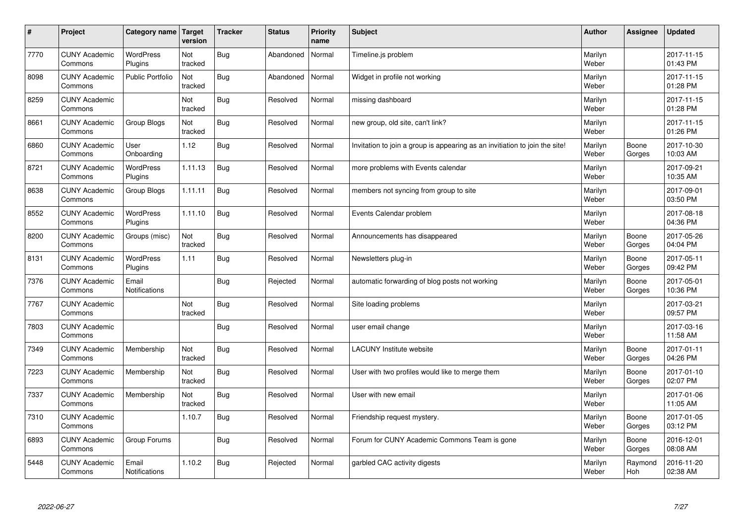| # | Project | Category name | Target version | Tracker | Status | Priority name | Subject | Author | Assignee | Updated |
|---|---|---|---|---|---|---|---|---|---|---|
| 7770 | CUNY Academic Commons | WordPress Plugins | Not tracked | Bug | Abandoned | Normal | Timeline.js problem | Marilyn Weber | | 2017-11-15 01:43 PM |
| 8098 | CUNY Academic Commons | Public Portfolio | Not tracked | Bug | Abandoned | Normal | Widget in profile not working | Marilyn Weber | | 2017-11-15 01:28 PM |
| 8259 | CUNY Academic Commons | | Not tracked | Bug | Resolved | Normal | missing dashboard | Marilyn Weber | | 2017-11-15 01:28 PM |
| 8661 | CUNY Academic Commons | Group Blogs | Not tracked | Bug | Resolved | Normal | new group, old site, can't link? | Marilyn Weber | | 2017-11-15 01:26 PM |
| 6860 | CUNY Academic Commons | User Onboarding | 1.12 | Bug | Resolved | Normal | Invitation to join a group is appearing as an invitiation to join the site! | Marilyn Weber | Boone Gorges | 2017-10-30 10:03 AM |
| 8721 | CUNY Academic Commons | WordPress Plugins | 1.11.13 | Bug | Resolved | Normal | more problems with Events calendar | Marilyn Weber | | 2017-09-21 10:35 AM |
| 8638 | CUNY Academic Commons | Group Blogs | 1.11.11 | Bug | Resolved | Normal | members not syncing from group to site | Marilyn Weber | | 2017-09-01 03:50 PM |
| 8552 | CUNY Academic Commons | WordPress Plugins | 1.11.10 | Bug | Resolved | Normal | Events Calendar problem | Marilyn Weber | | 2017-08-18 04:36 PM |
| 8200 | CUNY Academic Commons | Groups (misc) | Not tracked | Bug | Resolved | Normal | Announcements has disappeared | Marilyn Weber | Boone Gorges | 2017-05-26 04:04 PM |
| 8131 | CUNY Academic Commons | WordPress Plugins | 1.11 | Bug | Resolved | Normal | Newsletters plug-in | Marilyn Weber | Boone Gorges | 2017-05-11 09:42 PM |
| 7376 | CUNY Academic Commons | Email Notifications | | Bug | Rejected | Normal | automatic forwarding of blog posts not working | Marilyn Weber | Boone Gorges | 2017-05-01 10:36 PM |
| 7767 | CUNY Academic Commons | | Not tracked | Bug | Resolved | Normal | Site loading problems | Marilyn Weber | | 2017-03-21 09:57 PM |
| 7803 | CUNY Academic Commons | | | Bug | Resolved | Normal | user email change | Marilyn Weber | | 2017-03-16 11:58 AM |
| 7349 | CUNY Academic Commons | Membership | Not tracked | Bug | Resolved | Normal | LACUNY Institute website | Marilyn Weber | Boone Gorges | 2017-01-11 04:26 PM |
| 7223 | CUNY Academic Commons | Membership | Not tracked | Bug | Resolved | Normal | User with two profiles would like to merge them | Marilyn Weber | Boone Gorges | 2017-01-10 02:07 PM |
| 7337 | CUNY Academic Commons | Membership | Not tracked | Bug | Resolved | Normal | User with new email | Marilyn Weber | | 2017-01-06 11:05 AM |
| 7310 | CUNY Academic Commons | | 1.10.7 | Bug | Resolved | Normal | Friendship request mystery. | Marilyn Weber | Boone Gorges | 2017-01-05 03:12 PM |
| 6893 | CUNY Academic Commons | Group Forums | | Bug | Resolved | Normal | Forum for CUNY Academic Commons Team is gone | Marilyn Weber | Boone Gorges | 2016-12-01 08:08 AM |
| 5448 | CUNY Academic Commons | Email Notifications | 1.10.2 | Bug | Rejected | Normal | garbled CAC activity digests | Marilyn Weber | Raymond Hoh | 2016-11-20 02:38 AM |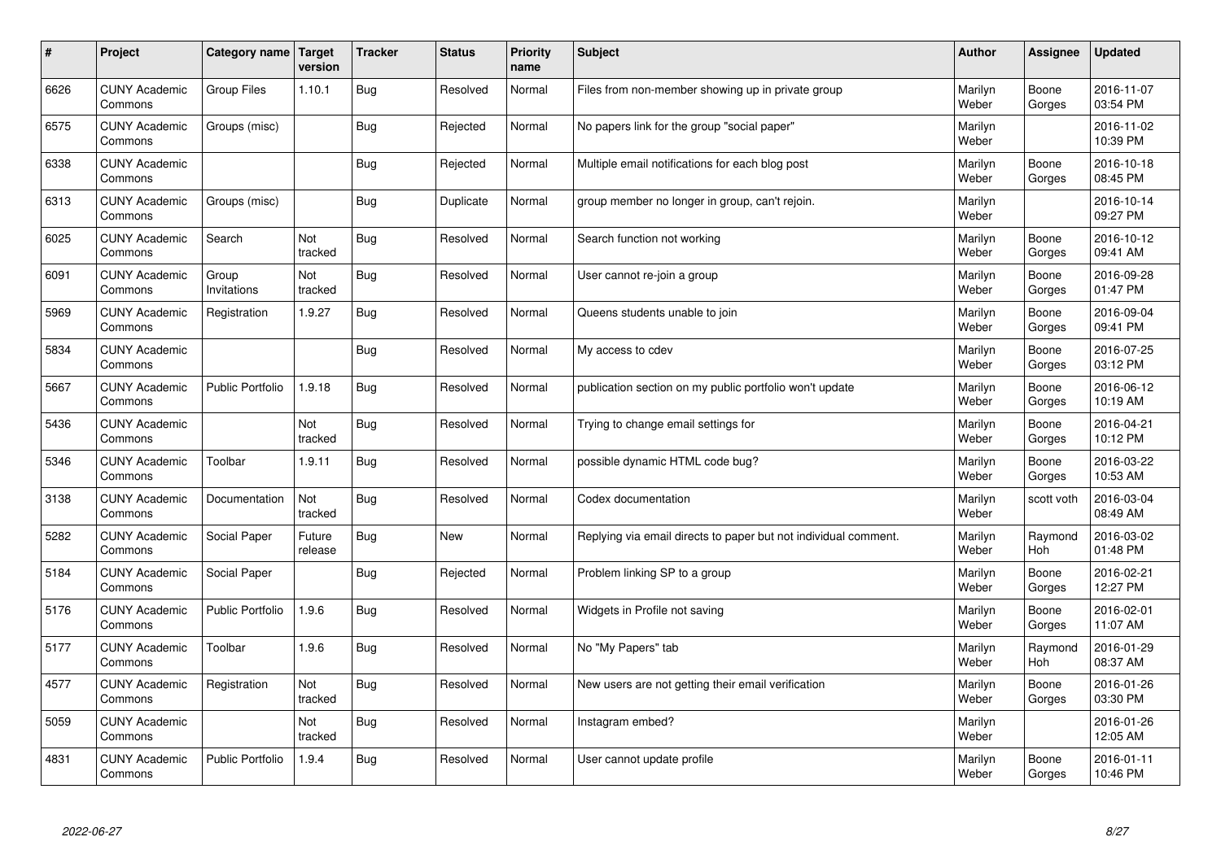| # | Project | Category name | Target version | Tracker | Status | Priority name | Subject | Author | Assignee | Updated |
|---|---|---|---|---|---|---|---|---|---|---|
| 6626 | CUNY Academic Commons | Group Files | 1.10.1 | Bug | Resolved | Normal | Files from non-member showing up in private group | Marilyn Weber | Boone Gorges | 2016-11-07 03:54 PM |
| 6575 | CUNY Academic Commons | Groups (misc) | | Bug | Rejected | Normal | No papers link for the group "social paper" | Marilyn Weber | | 2016-11-02 10:39 PM |
| 6338 | CUNY Academic Commons | | | Bug | Rejected | Normal | Multiple email notifications for each blog post | Marilyn Weber | Boone Gorges | 2016-10-18 08:45 PM |
| 6313 | CUNY Academic Commons | Groups (misc) | | Bug | Duplicate | Normal | group member no longer in group, can't rejoin. | Marilyn Weber | | 2016-10-14 09:27 PM |
| 6025 | CUNY Academic Commons | Search | Not tracked | Bug | Resolved | Normal | Search function not working | Marilyn Weber | Boone Gorges | 2016-10-12 09:41 AM |
| 6091 | CUNY Academic Commons | Group Invitations | Not tracked | Bug | Resolved | Normal | User cannot re-join a group | Marilyn Weber | Boone Gorges | 2016-09-28 01:47 PM |
| 5969 | CUNY Academic Commons | Registration | 1.9.27 | Bug | Resolved | Normal | Queens students unable to join | Marilyn Weber | Boone Gorges | 2016-09-04 09:41 PM |
| 5834 | CUNY Academic Commons | | | Bug | Resolved | Normal | My access to cdev | Marilyn Weber | Boone Gorges | 2016-07-25 03:12 PM |
| 5667 | CUNY Academic Commons | Public Portfolio | 1.9.18 | Bug | Resolved | Normal | publication section on my public portfolio won't update | Marilyn Weber | Boone Gorges | 2016-06-12 10:19 AM |
| 5436 | CUNY Academic Commons | | Not tracked | Bug | Resolved | Normal | Trying to change email settings for | Marilyn Weber | Boone Gorges | 2016-04-21 10:12 PM |
| 5346 | CUNY Academic Commons | Toolbar | 1.9.11 | Bug | Resolved | Normal | possible dynamic HTML code bug? | Marilyn Weber | Boone Gorges | 2016-03-22 10:53 AM |
| 3138 | CUNY Academic Commons | Documentation | Not tracked | Bug | Resolved | Normal | Codex documentation | Marilyn Weber | scott voth | 2016-03-04 08:49 AM |
| 5282 | CUNY Academic Commons | Social Paper | Future release | Bug | New | Normal | Replying via email directs to paper but not individual comment. | Marilyn Weber | Raymond Hoh | 2016-03-02 01:48 PM |
| 5184 | CUNY Academic Commons | Social Paper | | Bug | Rejected | Normal | Problem linking SP to a group | Marilyn Weber | Boone Gorges | 2016-02-21 12:27 PM |
| 5176 | CUNY Academic Commons | Public Portfolio | 1.9.6 | Bug | Resolved | Normal | Widgets in Profile not saving | Marilyn Weber | Boone Gorges | 2016-02-01 11:07 AM |
| 5177 | CUNY Academic Commons | Toolbar | 1.9.6 | Bug | Resolved | Normal | No "My Papers" tab | Marilyn Weber | Raymond Hoh | 2016-01-29 08:37 AM |
| 4577 | CUNY Academic Commons | Registration | Not tracked | Bug | Resolved | Normal | New users are not getting their email verification | Marilyn Weber | Boone Gorges | 2016-01-26 03:30 PM |
| 5059 | CUNY Academic Commons | | Not tracked | Bug | Resolved | Normal | Instagram embed? | Marilyn Weber | | 2016-01-26 12:05 AM |
| 4831 | CUNY Academic Commons | Public Portfolio | 1.9.4 | Bug | Resolved | Normal | User cannot update profile | Marilyn Weber | Boone Gorges | 2016-01-11 10:46 PM |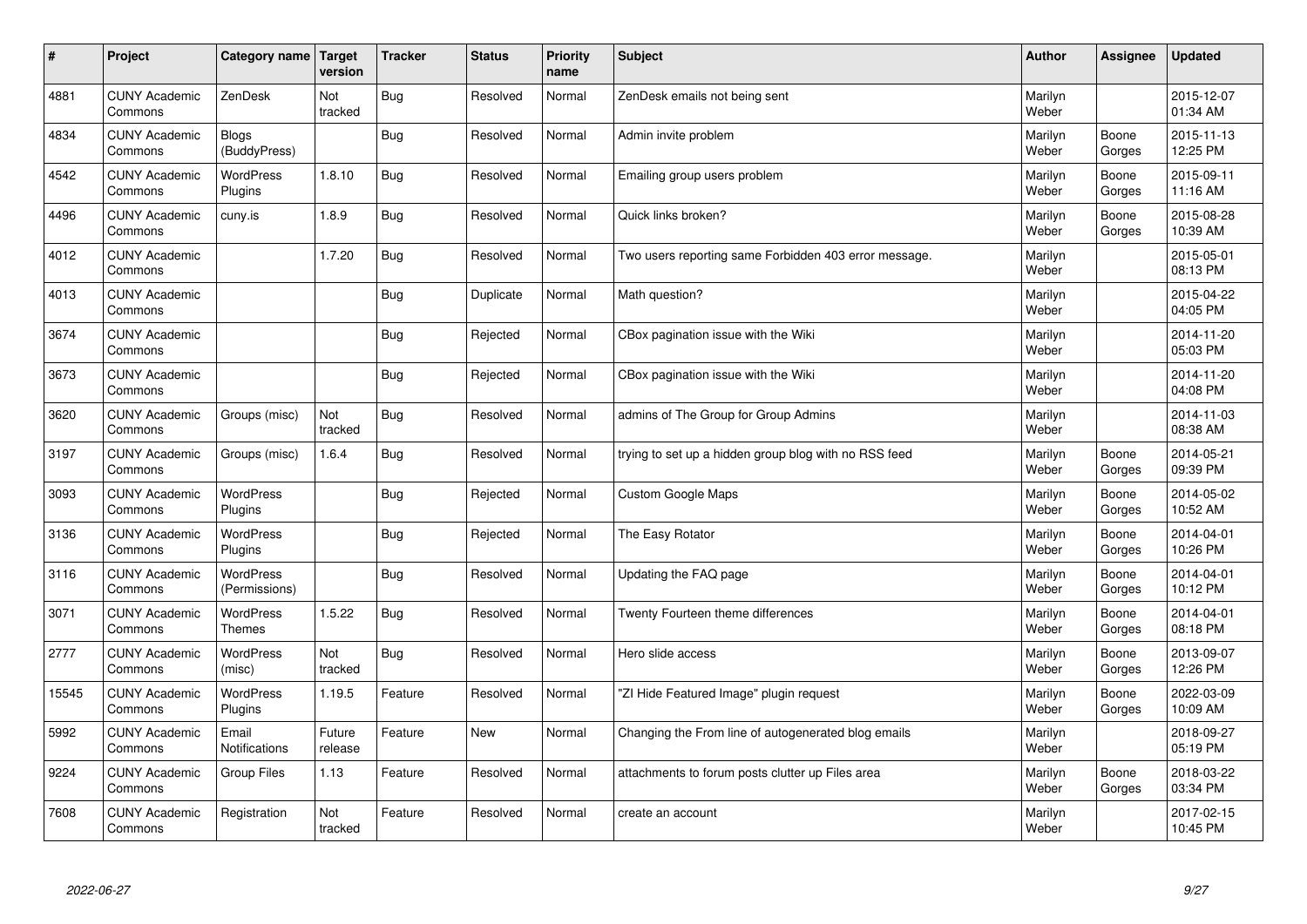| # | Project | Category name | Target version | Tracker | Status | Priority name | Subject | Author | Assignee | Updated |
|---|---|---|---|---|---|---|---|---|---|---|
| 4881 | CUNY Academic Commons | ZenDesk | Not tracked | Bug | Resolved | Normal | ZenDesk emails not being sent | Marilyn Weber | | 2015-12-07 01:34 AM |
| 4834 | CUNY Academic Commons | Blogs (BuddyPress) | | Bug | Resolved | Normal | Admin invite problem | Marilyn Weber | Boone Gorges | 2015-11-13 12:25 PM |
| 4542 | CUNY Academic Commons | WordPress Plugins | 1.8.10 | Bug | Resolved | Normal | Emailing group users problem | Marilyn Weber | Boone Gorges | 2015-09-11 11:16 AM |
| 4496 | CUNY Academic Commons | cuny.is | 1.8.9 | Bug | Resolved | Normal | Quick links broken? | Marilyn Weber | Boone Gorges | 2015-08-28 10:39 AM |
| 4012 | CUNY Academic Commons | | 1.7.20 | Bug | Resolved | Normal | Two users reporting same Forbidden 403 error message. | Marilyn Weber | | 2015-05-01 08:13 PM |
| 4013 | CUNY Academic Commons | | | Bug | Duplicate | Normal | Math question? | Marilyn Weber | | 2015-04-22 04:05 PM |
| 3674 | CUNY Academic Commons | | | Bug | Rejected | Normal | CBox pagination issue with the Wiki | Marilyn Weber | | 2014-11-20 05:03 PM |
| 3673 | CUNY Academic Commons | | | Bug | Rejected | Normal | CBox pagination issue with the Wiki | Marilyn Weber | | 2014-11-20 04:08 PM |
| 3620 | CUNY Academic Commons | Groups (misc) | Not tracked | Bug | Resolved | Normal | admins of The Group for Group Admins | Marilyn Weber | | 2014-11-03 08:38 AM |
| 3197 | CUNY Academic Commons | Groups (misc) | 1.6.4 | Bug | Resolved | Normal | trying to set up a hidden group blog with no RSS feed | Marilyn Weber | Boone Gorges | 2014-05-21 09:39 PM |
| 3093 | CUNY Academic Commons | WordPress Plugins | | Bug | Rejected | Normal | Custom Google Maps | Marilyn Weber | Boone Gorges | 2014-05-02 10:52 AM |
| 3136 | CUNY Academic Commons | WordPress Plugins | | Bug | Rejected | Normal | The Easy Rotator | Marilyn Weber | Boone Gorges | 2014-04-01 10:26 PM |
| 3116 | CUNY Academic Commons | WordPress (Permissions) | | Bug | Resolved | Normal | Updating the FAQ page | Marilyn Weber | Boone Gorges | 2014-04-01 10:12 PM |
| 3071 | CUNY Academic Commons | WordPress Themes | 1.5.22 | Bug | Resolved | Normal | Twenty Fourteen theme differences | Marilyn Weber | Boone Gorges | 2014-04-01 08:18 PM |
| 2777 | CUNY Academic Commons | WordPress (misc) | Not tracked | Bug | Resolved | Normal | Hero slide access | Marilyn Weber | Boone Gorges | 2013-09-07 12:26 PM |
| 15545 | CUNY Academic Commons | WordPress Plugins | 1.19.5 | Feature | Resolved | Normal | "ZI Hide Featured Image" plugin request | Marilyn Weber | Boone Gorges | 2022-03-09 10:09 AM |
| 5992 | CUNY Academic Commons | Email Notifications | Future release | Feature | New | Normal | Changing the From line of autogenerated blog emails | Marilyn Weber | | 2018-09-27 05:19 PM |
| 9224 | CUNY Academic Commons | Group Files | 1.13 | Feature | Resolved | Normal | attachments to forum posts clutter up Files area | Marilyn Weber | Boone Gorges | 2018-03-22 03:34 PM |
| 7608 | CUNY Academic Commons | Registration | Not tracked | Feature | Resolved | Normal | create an account | Marilyn Weber | | 2017-02-15 10:45 PM |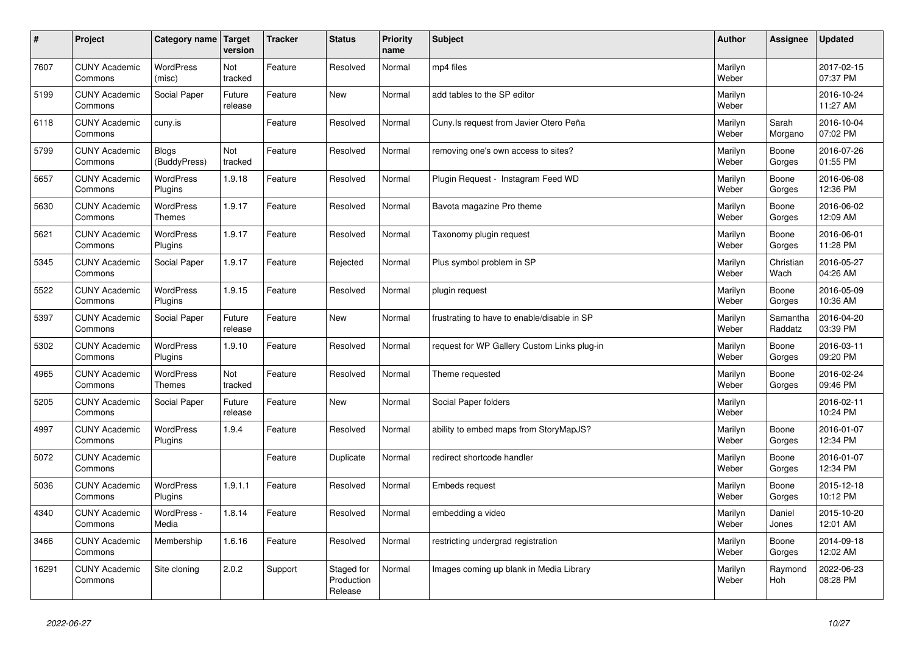| # | Project | Category name | Target version | Tracker | Status | Priority name | Subject | Author | Assignee | Updated |
|---|---|---|---|---|---|---|---|---|---|---|
| 7607 | CUNY Academic Commons | WordPress (misc) | Not tracked | Feature | Resolved | Normal | mp4 files | Marilyn Weber | | 2017-02-15 07:37 PM |
| 5199 | CUNY Academic Commons | Social Paper | Future release | Feature | New | Normal | add tables to the SP editor | Marilyn Weber | | 2016-10-24 11:27 AM |
| 6118 | CUNY Academic Commons | cuny.is | | Feature | Resolved | Normal | Cuny.Is request from Javier Otero Peña | Marilyn Weber | Sarah Morgano | 2016-10-04 07:02 PM |
| 5799 | CUNY Academic Commons | Blogs (BuddyPress) | Not tracked | Feature | Resolved | Normal | removing one's own access to sites? | Marilyn Weber | Boone Gorges | 2016-07-26 01:55 PM |
| 5657 | CUNY Academic Commons | WordPress Plugins | 1.9.18 | Feature | Resolved | Normal | Plugin Request - Instagram Feed WD | Marilyn Weber | Boone Gorges | 2016-06-08 12:36 PM |
| 5630 | CUNY Academic Commons | WordPress Themes | 1.9.17 | Feature | Resolved | Normal | Bavota magazine Pro theme | Marilyn Weber | Boone Gorges | 2016-06-02 12:09 AM |
| 5621 | CUNY Academic Commons | WordPress Plugins | 1.9.17 | Feature | Resolved | Normal | Taxonomy plugin request | Marilyn Weber | Boone Gorges | 2016-06-01 11:28 PM |
| 5345 | CUNY Academic Commons | Social Paper | 1.9.17 | Feature | Rejected | Normal | Plus symbol problem in SP | Marilyn Weber | Christian Wach | 2016-05-27 04:26 AM |
| 5522 | CUNY Academic Commons | WordPress Plugins | 1.9.15 | Feature | Resolved | Normal | plugin request | Marilyn Weber | Boone Gorges | 2016-05-09 10:36 AM |
| 5397 | CUNY Academic Commons | Social Paper | Future release | Feature | New | Normal | frustrating to have to enable/disable in SP | Marilyn Weber | Samantha Raddatz | 2016-04-20 03:39 PM |
| 5302 | CUNY Academic Commons | WordPress Plugins | 1.9.10 | Feature | Resolved | Normal | request for WP Gallery Custom Links plug-in | Marilyn Weber | Boone Gorges | 2016-03-11 09:20 PM |
| 4965 | CUNY Academic Commons | WordPress Themes | Not tracked | Feature | Resolved | Normal | Theme requested | Marilyn Weber | Boone Gorges | 2016-02-24 09:46 PM |
| 5205 | CUNY Academic Commons | Social Paper | Future release | Feature | New | Normal | Social Paper folders | Marilyn Weber | | 2016-02-11 10:24 PM |
| 4997 | CUNY Academic Commons | WordPress Plugins | 1.9.4 | Feature | Resolved | Normal | ability to embed maps from StoryMapJS? | Marilyn Weber | Boone Gorges | 2016-01-07 12:34 PM |
| 5072 | CUNY Academic Commons | | | Feature | Duplicate | Normal | redirect shortcode handler | Marilyn Weber | Boone Gorges | 2016-01-07 12:34 PM |
| 5036 | CUNY Academic Commons | WordPress Plugins | 1.9.1.1 | Feature | Resolved | Normal | Embeds request | Marilyn Weber | Boone Gorges | 2015-12-18 10:12 PM |
| 4340 | CUNY Academic Commons | WordPress - Media | 1.8.14 | Feature | Resolved | Normal | embedding a video | Marilyn Weber | Daniel Jones | 2015-10-20 12:01 AM |
| 3466 | CUNY Academic Commons | Membership | 1.6.16 | Feature | Resolved | Normal | restricting undergrad registration | Marilyn Weber | Boone Gorges | 2014-09-18 12:02 AM |
| 16291 | CUNY Academic Commons | Site cloning | 2.0.2 | Support | Staged for Production Release | Normal | Images coming up blank in Media Library | Marilyn Weber | Raymond Hoh | 2022-06-23 08:28 PM |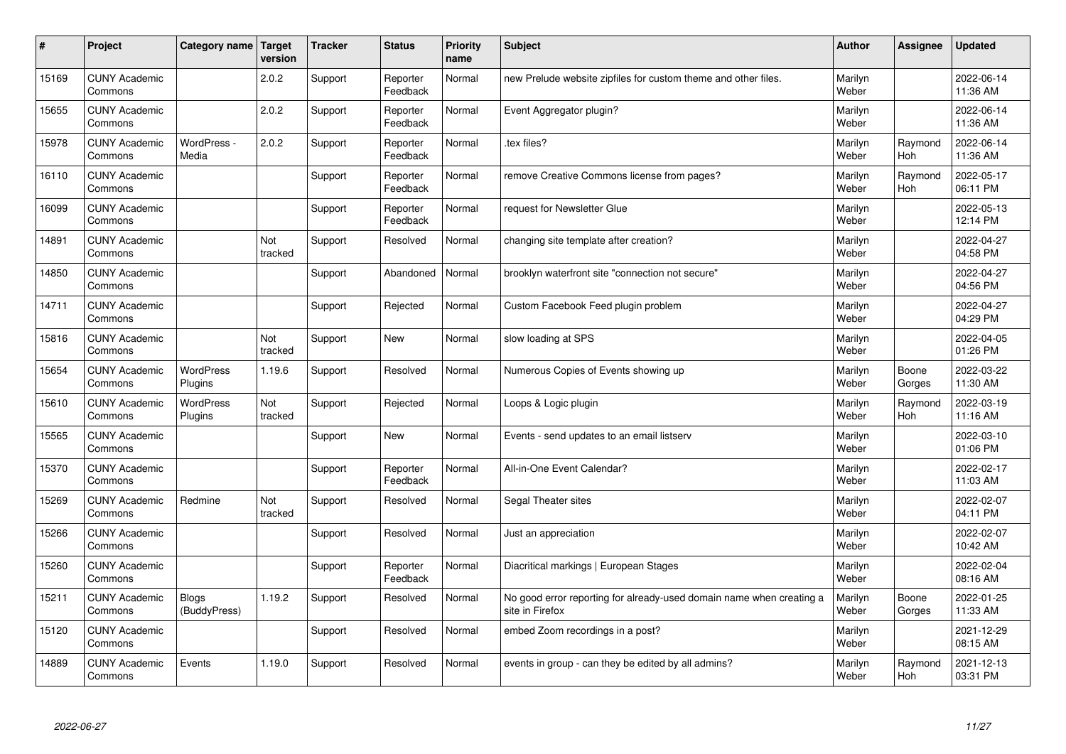| # | Project | Category name | Target version | Tracker | Status | Priority name | Subject | Author | Assignee | Updated |
|---|---|---|---|---|---|---|---|---|---|---|
| 15169 | CUNY Academic Commons | | 2.0.2 | Support | Reporter Feedback | Normal | new Prelude website zipfiles for custom theme and other files. | Marilyn Weber | | 2022-06-14 11:36 AM |
| 15655 | CUNY Academic Commons | | 2.0.2 | Support | Reporter Feedback | Normal | Event Aggregator plugin? | Marilyn Weber | | 2022-06-14 11:36 AM |
| 15978 | CUNY Academic Commons | WordPress - Media | 2.0.2 | Support | Reporter Feedback | Normal | .tex files? | Marilyn Weber | Raymond Hoh | 2022-06-14 11:36 AM |
| 16110 | CUNY Academic Commons | | | Support | Reporter Feedback | Normal | remove Creative Commons license from pages? | Marilyn Weber | Raymond Hoh | 2022-05-17 06:11 PM |
| 16099 | CUNY Academic Commons | | | Support | Reporter Feedback | Normal | request for Newsletter Glue | Marilyn Weber | | 2022-05-13 12:14 PM |
| 14891 | CUNY Academic Commons | | Not tracked | Support | Resolved | Normal | changing site template after creation? | Marilyn Weber | | 2022-04-27 04:58 PM |
| 14850 | CUNY Academic Commons | | | Support | Abandoned | Normal | brooklyn waterfront site "connection not secure" | Marilyn Weber | | 2022-04-27 04:56 PM |
| 14711 | CUNY Academic Commons | | | Support | Rejected | Normal | Custom Facebook Feed plugin problem | Marilyn Weber | | 2022-04-27 04:29 PM |
| 15816 | CUNY Academic Commons | | Not tracked | Support | New | Normal | slow loading at SPS | Marilyn Weber | | 2022-04-05 01:26 PM |
| 15654 | CUNY Academic Commons | WordPress Plugins | 1.19.6 | Support | Resolved | Normal | Numerous Copies of Events showing up | Marilyn Weber | Boone Gorges | 2022-03-22 11:30 AM |
| 15610 | CUNY Academic Commons | WordPress Plugins | Not tracked | Support | Rejected | Normal | Loops & Logic plugin | Marilyn Weber | Raymond Hoh | 2022-03-19 11:16 AM |
| 15565 | CUNY Academic Commons | | | Support | New | Normal | Events - send updates to an email listserv | Marilyn Weber | | 2022-03-10 01:06 PM |
| 15370 | CUNY Academic Commons | | | Support | Reporter Feedback | Normal | All-in-One Event Calendar? | Marilyn Weber | | 2022-02-17 11:03 AM |
| 15269 | CUNY Academic Commons | Redmine | Not tracked | Support | Resolved | Normal | Segal Theater sites | Marilyn Weber | | 2022-02-07 04:11 PM |
| 15266 | CUNY Academic Commons | | | Support | Resolved | Normal | Just an appreciation | Marilyn Weber | | 2022-02-07 10:42 AM |
| 15260 | CUNY Academic Commons | | | Support | Reporter Feedback | Normal | Diacritical markings \| European Stages | Marilyn Weber | | 2022-02-04 08:16 AM |
| 15211 | CUNY Academic Commons | Blogs (BuddyPress) | 1.19.2 | Support | Resolved | Normal | No good error reporting for already-used domain name when creating a site in Firefox | Marilyn Weber | Boone Gorges | 2022-01-25 11:33 AM |
| 15120 | CUNY Academic Commons | | | Support | Resolved | Normal | embed Zoom recordings in a post? | Marilyn Weber | | 2021-12-29 08:15 AM |
| 14889 | CUNY Academic Commons | Events | 1.19.0 | Support | Resolved | Normal | events in group - can they be edited by all admins? | Marilyn Weber | Raymond Hoh | 2021-12-13 03:31 PM |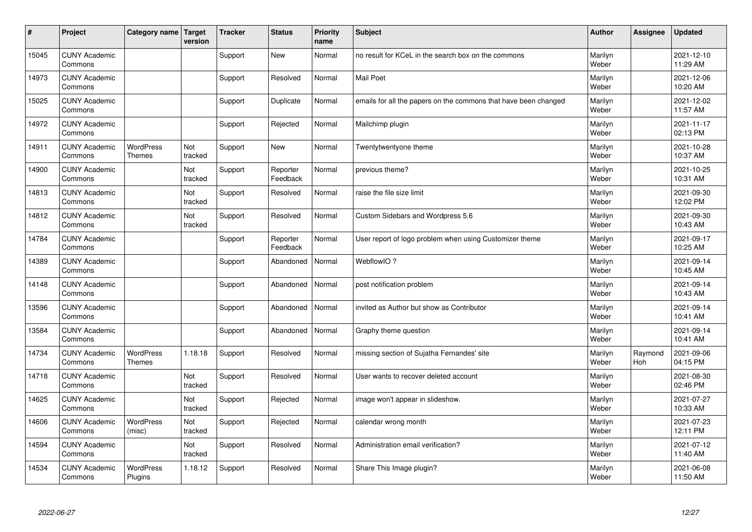| # | Project | Category name | Target version | Tracker | Status | Priority name | Subject | Author | Assignee | Updated |
|---|---|---|---|---|---|---|---|---|---|---|
| 15045 | CUNY Academic Commons | | | Support | New | Normal | no result for KCeL in the search box on the commons | Marilyn Weber | | 2021-12-10 11:29 AM |
| 14973 | CUNY Academic Commons | | | Support | Resolved | Normal | Mail Poet | Marilyn Weber | | 2021-12-06 10:20 AM |
| 15025 | CUNY Academic Commons | | | Support | Duplicate | Normal | emails for all the papers on the commons that have been changed | Marilyn Weber | | 2021-12-02 11:57 AM |
| 14972 | CUNY Academic Commons | | | Support | Rejected | Normal | Mailchimp plugin | Marilyn Weber | | 2021-11-17 02:13 PM |
| 14911 | CUNY Academic Commons | WordPress Themes | Not tracked | Support | New | Normal | Twentytwentyone theme | Marilyn Weber | | 2021-10-28 10:37 AM |
| 14900 | CUNY Academic Commons | | Not tracked | Support | Reporter Feedback | Normal | previous theme? | Marilyn Weber | | 2021-10-25 10:31 AM |
| 14813 | CUNY Academic Commons | | Not tracked | Support | Resolved | Normal | raise the file size limit | Marilyn Weber | | 2021-09-30 12:02 PM |
| 14812 | CUNY Academic Commons | | Not tracked | Support | Resolved | Normal | Custom Sidebars and Wordpress 5.6 | Marilyn Weber | | 2021-09-30 10:43 AM |
| 14784 | CUNY Academic Commons | | | Support | Reporter Feedback | Normal | User report of logo problem when using Customizer theme | Marilyn Weber | | 2021-09-17 10:25 AM |
| 14389 | CUNY Academic Commons | | | Support | Abandoned | Normal | WebflowIO ? | Marilyn Weber | | 2021-09-14 10:45 AM |
| 14148 | CUNY Academic Commons | | | Support | Abandoned | Normal | post notification problem | Marilyn Weber | | 2021-09-14 10:43 AM |
| 13596 | CUNY Academic Commons | | | Support | Abandoned | Normal | invited as Author but show as Contributor | Marilyn Weber | | 2021-09-14 10:41 AM |
| 13584 | CUNY Academic Commons | | | Support | Abandoned | Normal | Graphy theme question | Marilyn Weber | | 2021-09-14 10:41 AM |
| 14734 | CUNY Academic Commons | WordPress Themes | 1.18.18 | Support | Resolved | Normal | missing section of Sujatha Fernandes' site | Marilyn Weber | Raymond Hoh | 2021-09-06 04:15 PM |
| 14718 | CUNY Academic Commons | | Not tracked | Support | Resolved | Normal | User wants to recover deleted account | Marilyn Weber | | 2021-08-30 02:46 PM |
| 14625 | CUNY Academic Commons | | Not tracked | Support | Rejected | Normal | image won't appear in slideshow. | Marilyn Weber | | 2021-07-27 10:33 AM |
| 14606 | CUNY Academic Commons | WordPress (misc) | Not tracked | Support | Rejected | Normal | calendar wrong month | Marilyn Weber | | 2021-07-23 12:11 PM |
| 14594 | CUNY Academic Commons | | Not tracked | Support | Resolved | Normal | Administration email verification? | Marilyn Weber | | 2021-07-12 11:40 AM |
| 14534 | CUNY Academic Commons | WordPress Plugins | 1.18.12 | Support | Resolved | Normal | Share This Image plugin? | Marilyn Weber | | 2021-06-08 11:50 AM |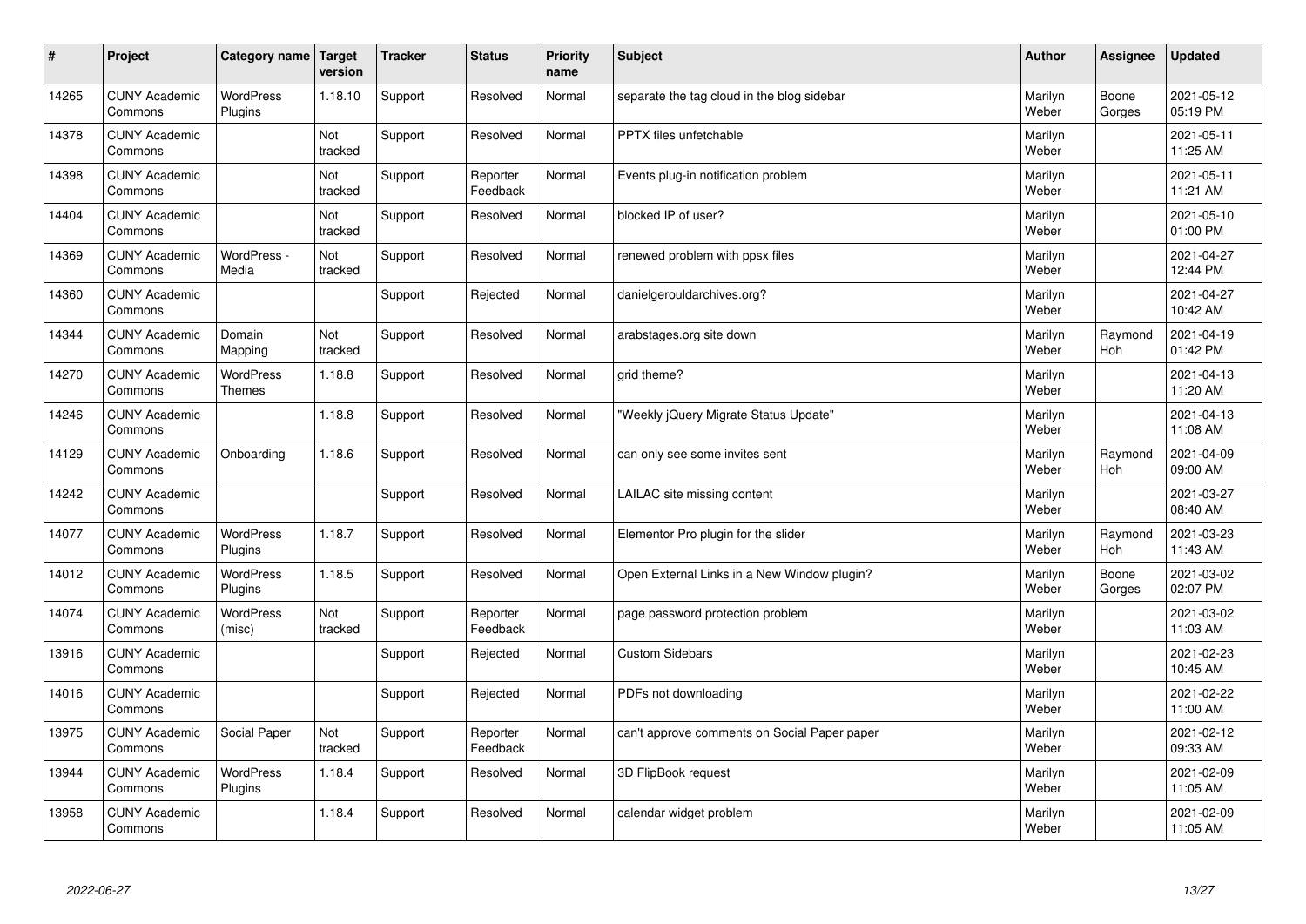| # | Project | Category name | Target version | Tracker | Status | Priority name | Subject | Author | Assignee | Updated |
|---|---|---|---|---|---|---|---|---|---|---|
| 14265 | CUNY Academic Commons | WordPress Plugins | 1.18.10 | Support | Resolved | Normal | separate the tag cloud in the blog sidebar | Marilyn Weber | Boone Gorges | 2021-05-12 05:19 PM |
| 14378 | CUNY Academic Commons | | Not tracked | Support | Resolved | Normal | PPTX files unfetchable | Marilyn Weber | | 2021-05-11 11:25 AM |
| 14398 | CUNY Academic Commons | | Not tracked | Support | Reporter Feedback | Normal | Events plug-in notification problem | Marilyn Weber | | 2021-05-11 11:21 AM |
| 14404 | CUNY Academic Commons | | Not tracked | Support | Resolved | Normal | blocked IP of user? | Marilyn Weber | | 2021-05-10 01:00 PM |
| 14369 | CUNY Academic Commons | WordPress - Media | Not tracked | Support | Resolved | Normal | renewed problem with ppsx files | Marilyn Weber | | 2021-04-27 12:44 PM |
| 14360 | CUNY Academic Commons | | | Support | Rejected | Normal | danielgerouldarchives.org? | Marilyn Weber | | 2021-04-27 10:42 AM |
| 14344 | CUNY Academic Commons | Domain Mapping | Not tracked | Support | Resolved | Normal | arabstages.org site down | Marilyn Weber | Raymond Hoh | 2021-04-19 01:42 PM |
| 14270 | CUNY Academic Commons | WordPress Themes | 1.18.8 | Support | Resolved | Normal | grid theme? | Marilyn Weber | | 2021-04-13 11:20 AM |
| 14246 | CUNY Academic Commons | | 1.18.8 | Support | Resolved | Normal | "Weekly jQuery Migrate Status Update" | Marilyn Weber | | 2021-04-13 11:08 AM |
| 14129 | CUNY Academic Commons | Onboarding | 1.18.6 | Support | Resolved | Normal | can only see some invites sent | Marilyn Weber | Raymond Hoh | 2021-04-09 09:00 AM |
| 14242 | CUNY Academic Commons | | | Support | Resolved | Normal | LAILAC site missing content | Marilyn Weber | | 2021-03-27 08:40 AM |
| 14077 | CUNY Academic Commons | WordPress Plugins | 1.18.7 | Support | Resolved | Normal | Elementor Pro plugin for the slider | Marilyn Weber | Raymond Hoh | 2021-03-23 11:43 AM |
| 14012 | CUNY Academic Commons | WordPress Plugins | 1.18.5 | Support | Resolved | Normal | Open External Links in a New Window plugin? | Marilyn Weber | Boone Gorges | 2021-03-02 02:07 PM |
| 14074 | CUNY Academic Commons | WordPress (misc) | Not tracked | Support | Reporter Feedback | Normal | page password protection problem | Marilyn Weber | | 2021-03-02 11:03 AM |
| 13916 | CUNY Academic Commons | | | Support | Rejected | Normal | Custom Sidebars | Marilyn Weber | | 2021-02-23 10:45 AM |
| 14016 | CUNY Academic Commons | | | Support | Rejected | Normal | PDFs not downloading | Marilyn Weber | | 2021-02-22 11:00 AM |
| 13975 | CUNY Academic Commons | Social Paper | Not tracked | Support | Reporter Feedback | Normal | can't approve comments on Social Paper paper | Marilyn Weber | | 2021-02-12 09:33 AM |
| 13944 | CUNY Academic Commons | WordPress Plugins | 1.18.4 | Support | Resolved | Normal | 3D FlipBook request | Marilyn Weber | | 2021-02-09 11:05 AM |
| 13958 | CUNY Academic Commons | | 1.18.4 | Support | Resolved | Normal | calendar widget problem | Marilyn Weber | | 2021-02-09 11:05 AM |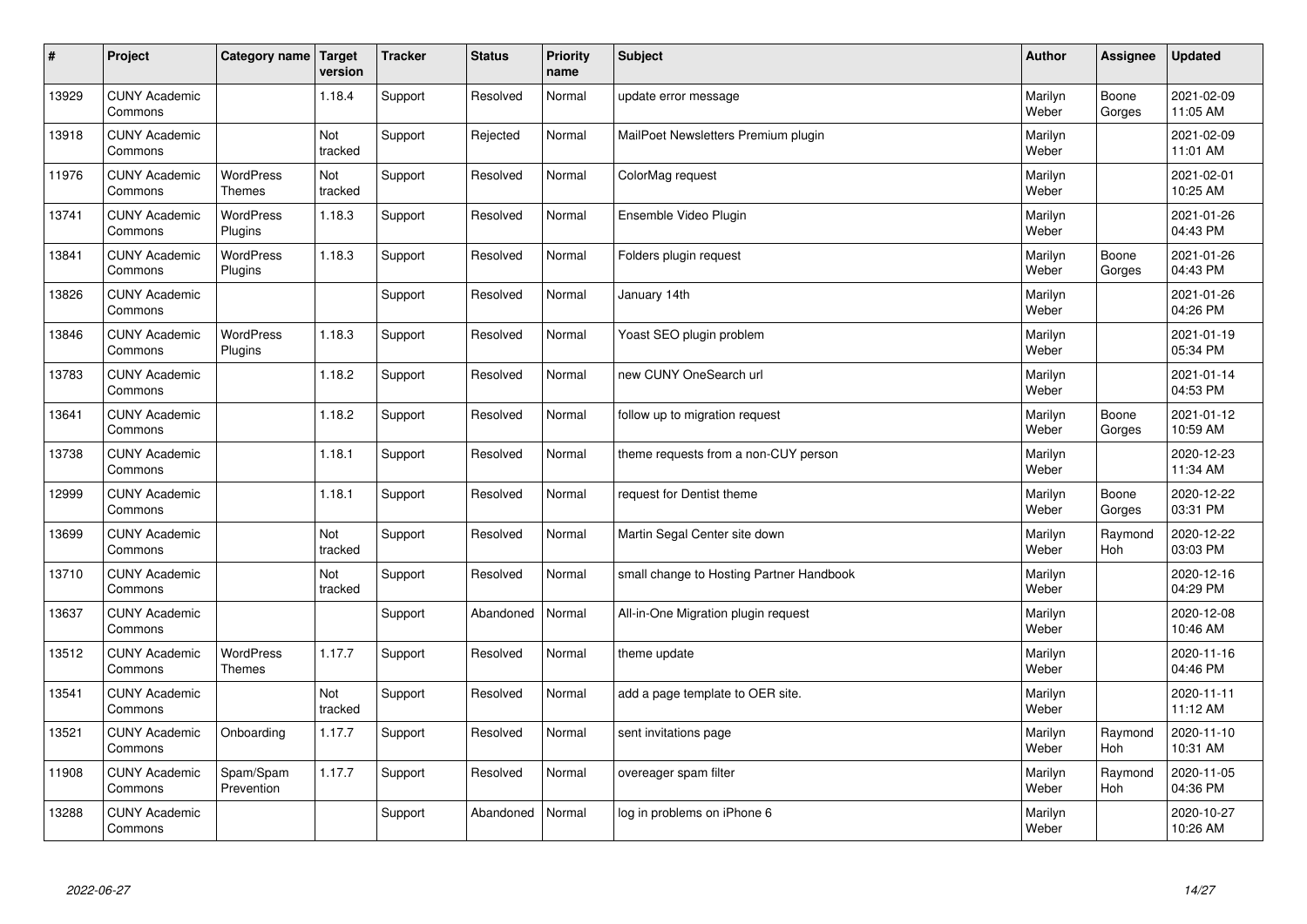| # | Project | Category name | Target version | Tracker | Status | Priority name | Subject | Author | Assignee | Updated |
|---|---|---|---|---|---|---|---|---|---|---|
| 13929 | CUNY Academic Commons | | 1.18.4 | Support | Resolved | Normal | update error message | Marilyn Weber | Boone Gorges | 2021-02-09 11:05 AM |
| 13918 | CUNY Academic Commons | | Not tracked | Support | Rejected | Normal | MailPoet Newsletters Premium plugin | Marilyn Weber | | 2021-02-09 11:01 AM |
| 11976 | CUNY Academic Commons | WordPress Themes | Not tracked | Support | Resolved | Normal | ColorMag request | Marilyn Weber | | 2021-02-01 10:25 AM |
| 13741 | CUNY Academic Commons | WordPress Plugins | 1.18.3 | Support | Resolved | Normal | Ensemble Video Plugin | Marilyn Weber | | 2021-01-26 04:43 PM |
| 13841 | CUNY Academic Commons | WordPress Plugins | 1.18.3 | Support | Resolved | Normal | Folders plugin request | Marilyn Weber | Boone Gorges | 2021-01-26 04:43 PM |
| 13826 | CUNY Academic Commons | | | Support | Resolved | Normal | January 14th | Marilyn Weber | | 2021-01-26 04:26 PM |
| 13846 | CUNY Academic Commons | WordPress Plugins | 1.18.3 | Support | Resolved | Normal | Yoast SEO plugin problem | Marilyn Weber | | 2021-01-19 05:34 PM |
| 13783 | CUNY Academic Commons | | 1.18.2 | Support | Resolved | Normal | new CUNY OneSearch url | Marilyn Weber | | 2021-01-14 04:53 PM |
| 13641 | CUNY Academic Commons | | 1.18.2 | Support | Resolved | Normal | follow up to migration request | Marilyn Weber | Boone Gorges | 2021-01-12 10:59 AM |
| 13738 | CUNY Academic Commons | | 1.18.1 | Support | Resolved | Normal | theme requests from a non-CUY person | Marilyn Weber | | 2020-12-23 11:34 AM |
| 12999 | CUNY Academic Commons | | 1.18.1 | Support | Resolved | Normal | request for Dentist theme | Marilyn Weber | Boone Gorges | 2020-12-22 03:31 PM |
| 13699 | CUNY Academic Commons | | Not tracked | Support | Resolved | Normal | Martin Segal Center site down | Marilyn Weber | Raymond Hoh | 2020-12-22 03:03 PM |
| 13710 | CUNY Academic Commons | | Not tracked | Support | Resolved | Normal | small change to Hosting Partner Handbook | Marilyn Weber | | 2020-12-16 04:29 PM |
| 13637 | CUNY Academic Commons | | | Support | Abandoned | Normal | All-in-One Migration plugin request | Marilyn Weber | | 2020-12-08 10:46 AM |
| 13512 | CUNY Academic Commons | WordPress Themes | 1.17.7 | Support | Resolved | Normal | theme update | Marilyn Weber | | 2020-11-16 04:46 PM |
| 13541 | CUNY Academic Commons | | Not tracked | Support | Resolved | Normal | add a page template to OER site. | Marilyn Weber | | 2020-11-11 11:12 AM |
| 13521 | CUNY Academic Commons | Onboarding | 1.17.7 | Support | Resolved | Normal | sent invitations page | Marilyn Weber | Raymond Hoh | 2020-11-10 10:31 AM |
| 11908 | CUNY Academic Commons | Spam/Spam Prevention | 1.17.7 | Support | Resolved | Normal | overeager spam filter | Marilyn Weber | Raymond Hoh | 2020-11-05 04:36 PM |
| 13288 | CUNY Academic Commons | | | Support | Abandoned | Normal | log in problems on iPhone 6 | Marilyn Weber | | 2020-10-27 10:26 AM |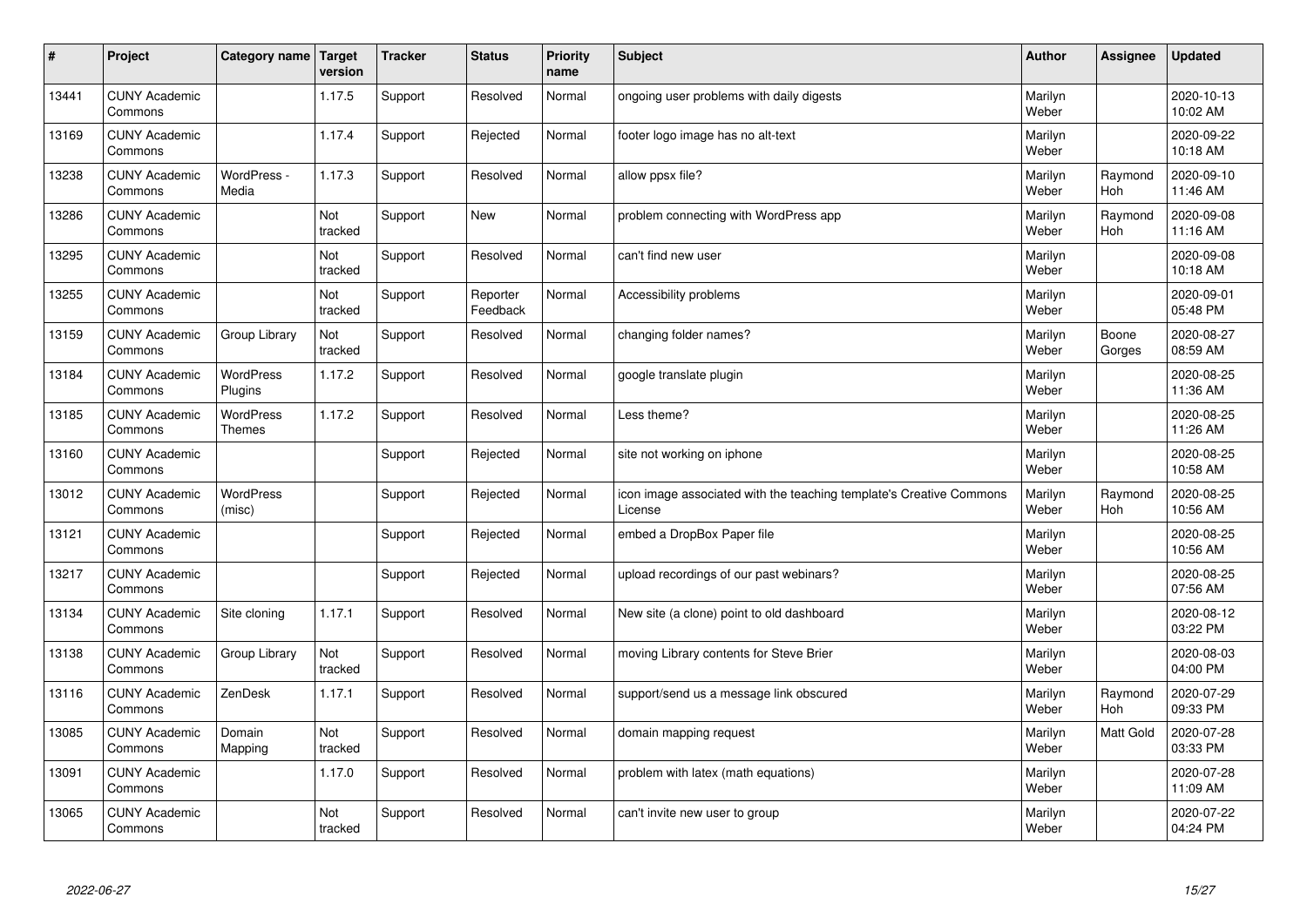| # | Project | Category name | Target version | Tracker | Status | Priority name | Subject | Author | Assignee | Updated |
|---|---|---|---|---|---|---|---|---|---|---|
| 13441 | CUNY Academic Commons | | 1.17.5 | Support | Resolved | Normal | ongoing user problems with daily digests | Marilyn Weber | | 2020-10-13 10:02 AM |
| 13169 | CUNY Academic Commons | | 1.17.4 | Support | Rejected | Normal | footer logo image has no alt-text | Marilyn Weber | | 2020-09-22 10:18 AM |
| 13238 | CUNY Academic Commons | WordPress - Media | 1.17.3 | Support | Resolved | Normal | allow ppsx file? | Marilyn Weber | Raymond Hoh | 2020-09-10 11:46 AM |
| 13286 | CUNY Academic Commons | | Not tracked | Support | New | Normal | problem connecting with WordPress app | Marilyn Weber | Raymond Hoh | 2020-09-08 11:16 AM |
| 13295 | CUNY Academic Commons | | Not tracked | Support | Resolved | Normal | can't find new user | Marilyn Weber | | 2020-09-08 10:18 AM |
| 13255 | CUNY Academic Commons | | Not tracked | Support | Reporter Feedback | Normal | Accessibility problems | Marilyn Weber | | 2020-09-01 05:48 PM |
| 13159 | CUNY Academic Commons | Group Library | Not tracked | Support | Resolved | Normal | changing folder names? | Marilyn Weber | Boone Gorges | 2020-08-27 08:59 AM |
| 13184 | CUNY Academic Commons | WordPress Plugins | 1.17.2 | Support | Resolved | Normal | google translate plugin | Marilyn Weber | | 2020-08-25 11:36 AM |
| 13185 | CUNY Academic Commons | WordPress Themes | 1.17.2 | Support | Resolved | Normal | Less theme? | Marilyn Weber | | 2020-08-25 11:26 AM |
| 13160 | CUNY Academic Commons | | | Support | Rejected | Normal | site not working on iphone | Marilyn Weber | | 2020-08-25 10:58 AM |
| 13012 | CUNY Academic Commons | WordPress (misc) | | Support | Rejected | Normal | icon image associated with the teaching template's Creative Commons License | Marilyn Weber | Raymond Hoh | 2020-08-25 10:56 AM |
| 13121 | CUNY Academic Commons | | | Support | Rejected | Normal | embed a DropBox Paper file | Marilyn Weber | | 2020-08-25 10:56 AM |
| 13217 | CUNY Academic Commons | | | Support | Rejected | Normal | upload recordings of our past webinars? | Marilyn Weber | | 2020-08-25 07:56 AM |
| 13134 | CUNY Academic Commons | Site cloning | 1.17.1 | Support | Resolved | Normal | New site (a clone) point to old dashboard | Marilyn Weber | | 2020-08-12 03:22 PM |
| 13138 | CUNY Academic Commons | Group Library | Not tracked | Support | Resolved | Normal | moving Library contents for Steve Brier | Marilyn Weber | | 2020-08-03 04:00 PM |
| 13116 | CUNY Academic Commons | ZenDesk | 1.17.1 | Support | Resolved | Normal | support/send us a message link obscured | Marilyn Weber | Raymond Hoh | 2020-07-29 09:33 PM |
| 13085 | CUNY Academic Commons | Domain Mapping | Not tracked | Support | Resolved | Normal | domain mapping request | Marilyn Weber | Matt Gold | 2020-07-28 03:33 PM |
| 13091 | CUNY Academic Commons | | 1.17.0 | Support | Resolved | Normal | problem with latex (math equations) | Marilyn Weber | | 2020-07-28 11:09 AM |
| 13065 | CUNY Academic Commons | | Not tracked | Support | Resolved | Normal | can't invite new user to group | Marilyn Weber | | 2020-07-22 04:24 PM |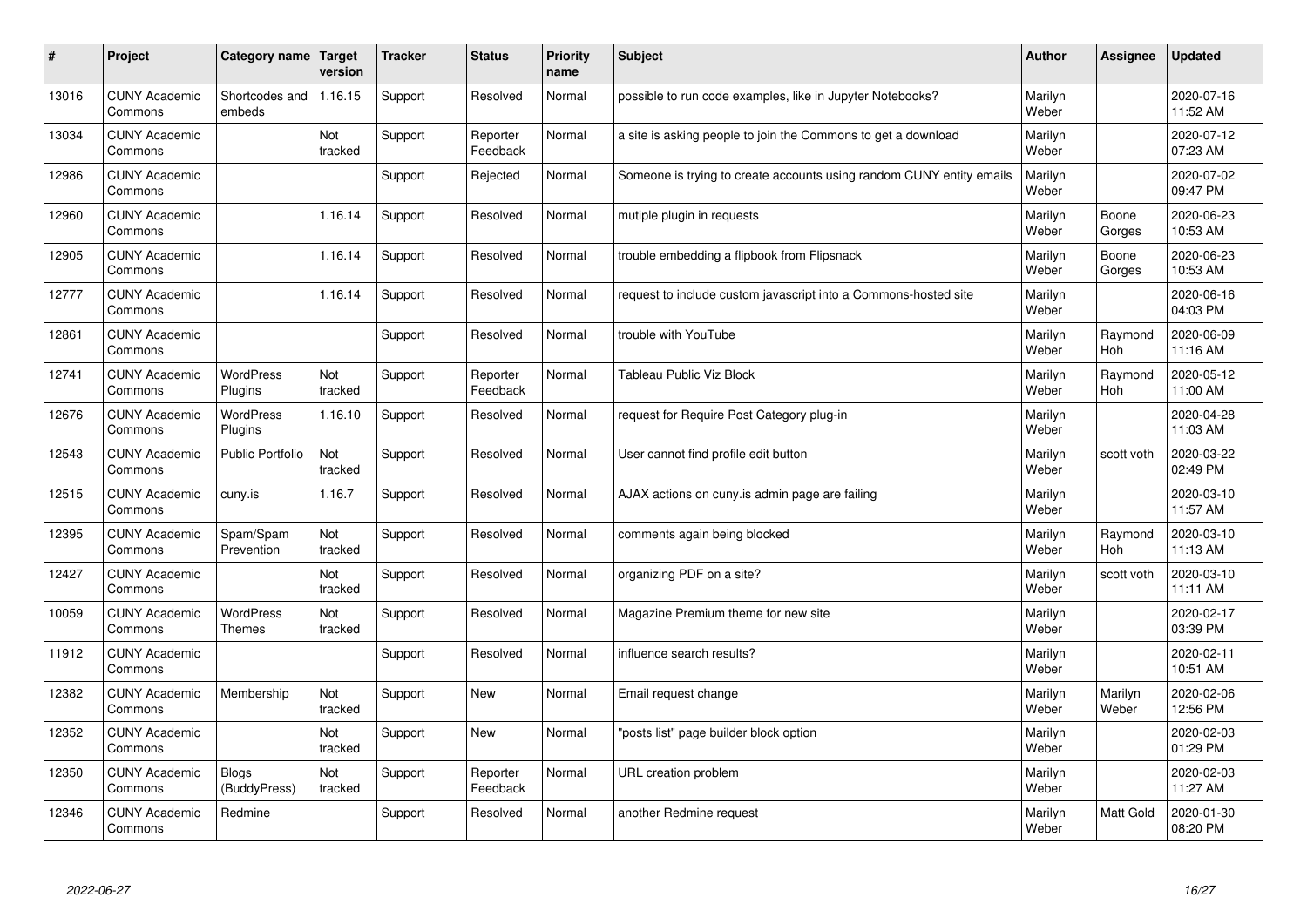| # | Project | Category name | Target version | Tracker | Status | Priority name | Subject | Author | Assignee | Updated |
|---|---|---|---|---|---|---|---|---|---|---|
| 13016 | CUNY Academic Commons | Shortcodes and embeds | 1.16.15 | Support | Resolved | Normal | possible to run code examples, like in Jupyter Notebooks? | Marilyn Weber | | 2020-07-16 11:52 AM |
| 13034 | CUNY Academic Commons | | Not tracked | Support | Reporter Feedback | Normal | a site is asking people to join the Commons to get a download | Marilyn Weber | | 2020-07-12 07:23 AM |
| 12986 | CUNY Academic Commons | | | Support | Rejected | Normal | Someone is trying to create accounts using random CUNY entity emails | Marilyn Weber | | 2020-07-02 09:47 PM |
| 12960 | CUNY Academic Commons | | 1.16.14 | Support | Resolved | Normal | mutiple plugin in requests | Marilyn Weber | Boone Gorges | 2020-06-23 10:53 AM |
| 12905 | CUNY Academic Commons | | 1.16.14 | Support | Resolved | Normal | trouble embedding a flipbook from Flipsnack | Marilyn Weber | Boone Gorges | 2020-06-23 10:53 AM |
| 12777 | CUNY Academic Commons | | 1.16.14 | Support | Resolved | Normal | request to include custom javascript into a Commons-hosted site | Marilyn Weber | | 2020-06-16 04:03 PM |
| 12861 | CUNY Academic Commons | | | Support | Resolved | Normal | trouble with YouTube | Marilyn Weber | Raymond Hoh | 2020-06-09 11:16 AM |
| 12741 | CUNY Academic Commons | WordPress Plugins | Not tracked | Support | Reporter Feedback | Normal | Tableau Public Viz Block | Marilyn Weber | Raymond Hoh | 2020-05-12 11:00 AM |
| 12676 | CUNY Academic Commons | WordPress Plugins | 1.16.10 | Support | Resolved | Normal | request for Require Post Category plug-in | Marilyn Weber | | 2020-04-28 11:03 AM |
| 12543 | CUNY Academic Commons | Public Portfolio | Not tracked | Support | Resolved | Normal | User cannot find profile edit button | Marilyn Weber | scott voth | 2020-03-22 02:49 PM |
| 12515 | CUNY Academic Commons | cuny.is | 1.16.7 | Support | Resolved | Normal | AJAX actions on cuny.is admin page are failing | Marilyn Weber | | 2020-03-10 11:57 AM |
| 12395 | CUNY Academic Commons | Spam/Spam Prevention | Not tracked | Support | Resolved | Normal | comments again being blocked | Marilyn Weber | Raymond Hoh | 2020-03-10 11:13 AM |
| 12427 | CUNY Academic Commons | | Not tracked | Support | Resolved | Normal | organizing PDF on a site? | Marilyn Weber | scott voth | 2020-03-10 11:11 AM |
| 10059 | CUNY Academic Commons | WordPress Themes | Not tracked | Support | Resolved | Normal | Magazine Premium theme for new site | Marilyn Weber | | 2020-02-17 03:39 PM |
| 11912 | CUNY Academic Commons | | | Support | Resolved | Normal | influence search results? | Marilyn Weber | | 2020-02-11 10:51 AM |
| 12382 | CUNY Academic Commons | Membership | Not tracked | Support | New | Normal | Email request change | Marilyn Weber | Marilyn Weber | 2020-02-06 12:56 PM |
| 12352 | CUNY Academic Commons | | Not tracked | Support | New | Normal | "posts list" page builder block option | Marilyn Weber | | 2020-02-03 01:29 PM |
| 12350 | CUNY Academic Commons | Blogs (BuddyPress) | Not tracked | Support | Reporter Feedback | Normal | URL creation problem | Marilyn Weber | | 2020-02-03 11:27 AM |
| 12346 | CUNY Academic Commons | Redmine | | Support | Resolved | Normal | another Redmine request | Marilyn Weber | Matt Gold | 2020-01-30 08:20 PM |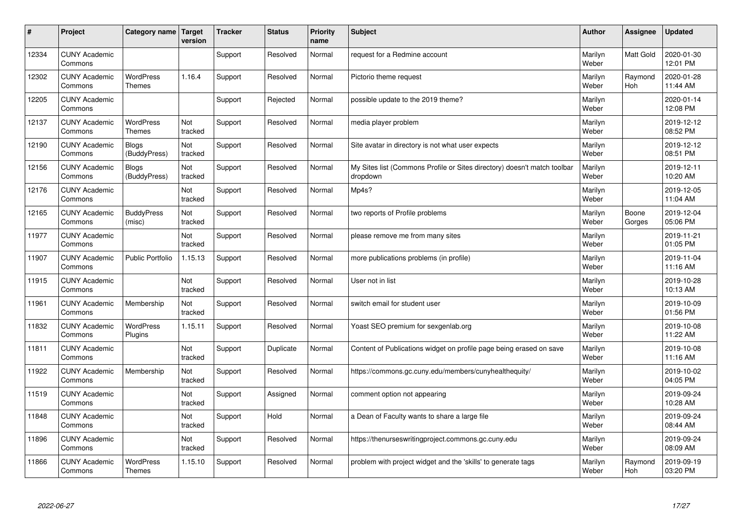| # | Project | Category name | Target version | Tracker | Status | Priority name | Subject | Author | Assignee | Updated |
|---|---|---|---|---|---|---|---|---|---|---|
| 12334 | CUNY Academic Commons | | | Support | Resolved | Normal | request for a Redmine account | Marilyn Weber | Matt Gold | 2020-01-30 12:01 PM |
| 12302 | CUNY Academic Commons | WordPress Themes | 1.16.4 | Support | Resolved | Normal | Pictorio theme request | Marilyn Weber | Raymond Hoh | 2020-01-28 11:44 AM |
| 12205 | CUNY Academic Commons | | | Support | Rejected | Normal | possible update to the 2019 theme? | Marilyn Weber | | 2020-01-14 12:08 PM |
| 12137 | CUNY Academic Commons | WordPress Themes | Not tracked | Support | Resolved | Normal | media player problem | Marilyn Weber | | 2019-12-12 08:52 PM |
| 12190 | CUNY Academic Commons | Blogs (BuddyPress) | Not tracked | Support | Resolved | Normal | Site avatar in directory is not what user expects | Marilyn Weber | | 2019-12-12 08:51 PM |
| 12156 | CUNY Academic Commons | Blogs (BuddyPress) | Not tracked | Support | Resolved | Normal | My Sites list (Commons Profile or Sites directory) doesn't match toolbar dropdown | Marilyn Weber | | 2019-12-11 10:20 AM |
| 12176 | CUNY Academic Commons | | Not tracked | Support | Resolved | Normal | Mp4s? | Marilyn Weber | | 2019-12-05 11:04 AM |
| 12165 | CUNY Academic Commons | BuddyPress (misc) | Not tracked | Support | Resolved | Normal | two reports of Profile problems | Marilyn Weber | Boone Gorges | 2019-12-04 05:06 PM |
| 11977 | CUNY Academic Commons | | Not tracked | Support | Resolved | Normal | please remove me from many sites | Marilyn Weber | | 2019-11-21 01:05 PM |
| 11907 | CUNY Academic Commons | Public Portfolio | 1.15.13 | Support | Resolved | Normal | more publications problems (in profile) | Marilyn Weber | | 2019-11-04 11:16 AM |
| 11915 | CUNY Academic Commons | | Not tracked | Support | Resolved | Normal | User not in list | Marilyn Weber | | 2019-10-28 10:13 AM |
| 11961 | CUNY Academic Commons | Membership | Not tracked | Support | Resolved | Normal | switch email for student user | Marilyn Weber | | 2019-10-09 01:56 PM |
| 11832 | CUNY Academic Commons | WordPress Plugins | 1.15.11 | Support | Resolved | Normal | Yoast SEO premium for sexgenlab.org | Marilyn Weber | | 2019-10-08 11:22 AM |
| 11811 | CUNY Academic Commons | | Not tracked | Support | Duplicate | Normal | Content of Publications widget on profile page being erased on save | Marilyn Weber | | 2019-10-08 11:16 AM |
| 11922 | CUNY Academic Commons | Membership | Not tracked | Support | Resolved | Normal | https://commons.gc.cuny.edu/members/cunyhealthequity/ | Marilyn Weber | | 2019-10-02 04:05 PM |
| 11519 | CUNY Academic Commons | | Not tracked | Support | Assigned | Normal | comment option not appearing | Marilyn Weber | | 2019-09-24 10:28 AM |
| 11848 | CUNY Academic Commons | | Not tracked | Support | Hold | Normal | a Dean of Faculty wants to share a large file | Marilyn Weber | | 2019-09-24 08:44 AM |
| 11896 | CUNY Academic Commons | | Not tracked | Support | Resolved | Normal | https://thenurseswritingproject.commons.gc.cuny.edu | Marilyn Weber | | 2019-09-24 08:09 AM |
| 11866 | CUNY Academic Commons | WordPress Themes | 1.15.10 | Support | Resolved | Normal | problem with project widget and the 'skills' to generate tags | Marilyn Weber | Raymond Hoh | 2019-09-19 03:20 PM |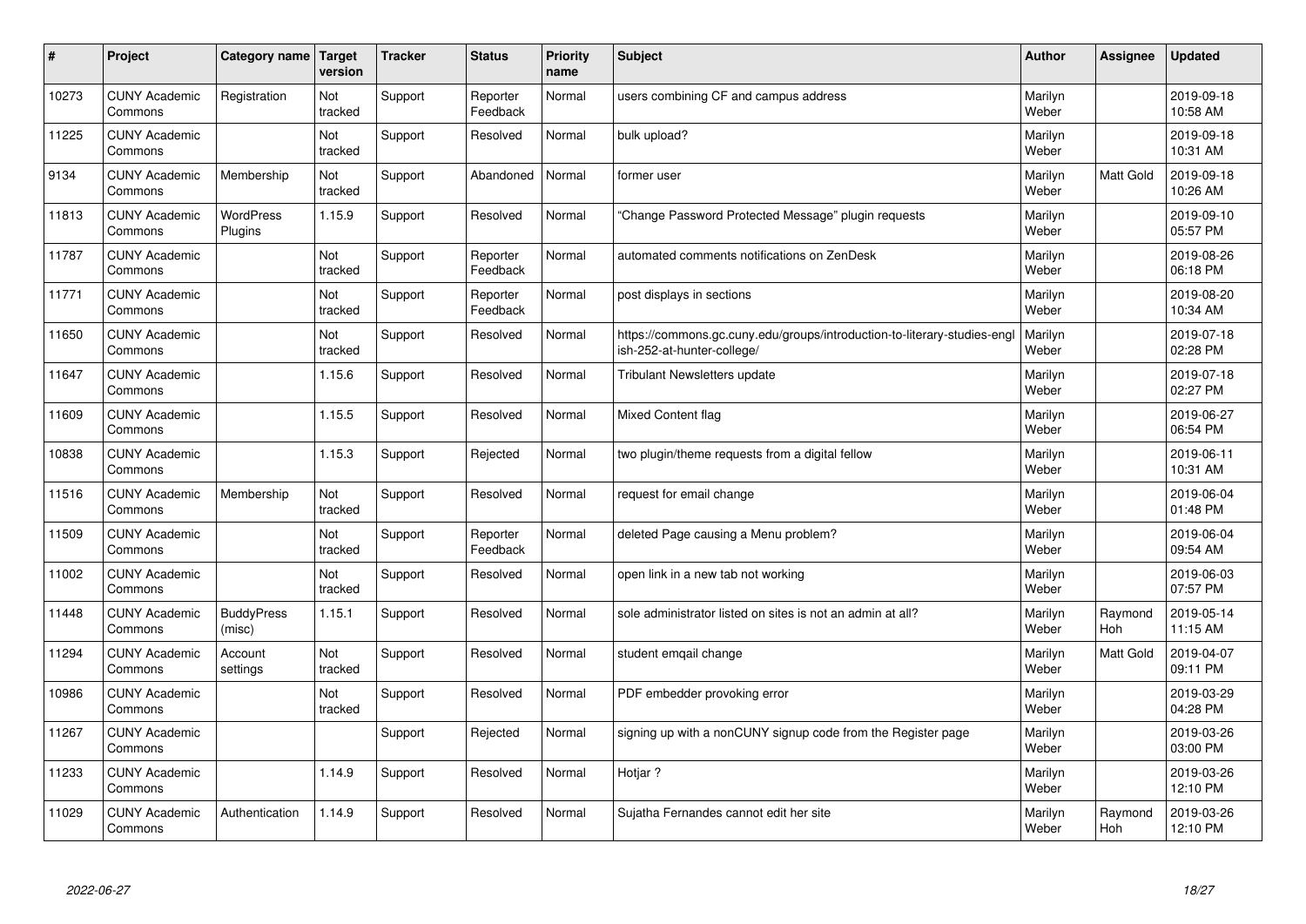| # | Project | Category name | Target version | Tracker | Status | Priority name | Subject | Author | Assignee | Updated |
|---|---|---|---|---|---|---|---|---|---|---|
| 10273 | CUNY Academic Commons | Registration | Not tracked | Support | Reporter Feedback | Normal | users combining CF and campus address | Marilyn Weber | | 2019-09-18 10:58 AM |
| 11225 | CUNY Academic Commons | | Not tracked | Support | Resolved | Normal | bulk upload? | Marilyn Weber | | 2019-09-18 10:31 AM |
| 9134 | CUNY Academic Commons | Membership | Not tracked | Support | Abandoned | Normal | former user | Marilyn Weber | Matt Gold | 2019-09-18 10:26 AM |
| 11813 | CUNY Academic Commons | WordPress Plugins | 1.15.9 | Support | Resolved | Normal | "Change Password Protected Message" plugin requests | Marilyn Weber | | 2019-09-10 05:57 PM |
| 11787 | CUNY Academic Commons | | Not tracked | Support | Reporter Feedback | Normal | automated comments notifications on ZenDesk | Marilyn Weber | | 2019-08-26 06:18 PM |
| 11771 | CUNY Academic Commons | | Not tracked | Support | Reporter Feedback | Normal | post displays in sections | Marilyn Weber | | 2019-08-20 10:34 AM |
| 11650 | CUNY Academic Commons | | Not tracked | Support | Resolved | Normal | https://commons.gc.cuny.edu/groups/introduction-to-literary-studies-english-252-at-hunter-college/ | Marilyn Weber | | 2019-07-18 02:28 PM |
| 11647 | CUNY Academic Commons | | 1.15.6 | Support | Resolved | Normal | Tribulant Newsletters update | Marilyn Weber | | 2019-07-18 02:27 PM |
| 11609 | CUNY Academic Commons | | 1.15.5 | Support | Resolved | Normal | Mixed Content flag | Marilyn Weber | | 2019-06-27 06:54 PM |
| 10838 | CUNY Academic Commons | | 1.15.3 | Support | Rejected | Normal | two plugin/theme requests from a digital fellow | Marilyn Weber | | 2019-06-11 10:31 AM |
| 11516 | CUNY Academic Commons | Membership | Not tracked | Support | Resolved | Normal | request for email change | Marilyn Weber | | 2019-06-04 01:48 PM |
| 11509 | CUNY Academic Commons | | Not tracked | Support | Reporter Feedback | Normal | deleted Page causing a Menu problem? | Marilyn Weber | | 2019-06-04 09:54 AM |
| 11002 | CUNY Academic Commons | | Not tracked | Support | Resolved | Normal | open link in a new tab not working | Marilyn Weber | | 2019-06-03 07:57 PM |
| 11448 | CUNY Academic Commons | BuddyPress (misc) | 1.15.1 | Support | Resolved | Normal | sole administrator listed on sites is not an admin at all? | Marilyn Weber | Raymond Hoh | 2019-05-14 11:15 AM |
| 11294 | CUNY Academic Commons | Account settings | Not tracked | Support | Resolved | Normal | student emqail change | Marilyn Weber | Matt Gold | 2019-04-07 09:11 PM |
| 10986 | CUNY Academic Commons | | Not tracked | Support | Resolved | Normal | PDF embedder provoking error | Marilyn Weber | | 2019-03-29 04:28 PM |
| 11267 | CUNY Academic Commons | | | Support | Rejected | Normal | signing up with a nonCUNY signup code from the Register page | Marilyn Weber | | 2019-03-26 03:00 PM |
| 11233 | CUNY Academic Commons | | 1.14.9 | Support | Resolved | Normal | Hotjar ? | Marilyn Weber | | 2019-03-26 12:10 PM |
| 11029 | CUNY Academic Commons | Authentication | 1.14.9 | Support | Resolved | Normal | Sujatha Fernandes cannot edit her site | Marilyn Weber | Raymond Hoh | 2019-03-26 12:10 PM |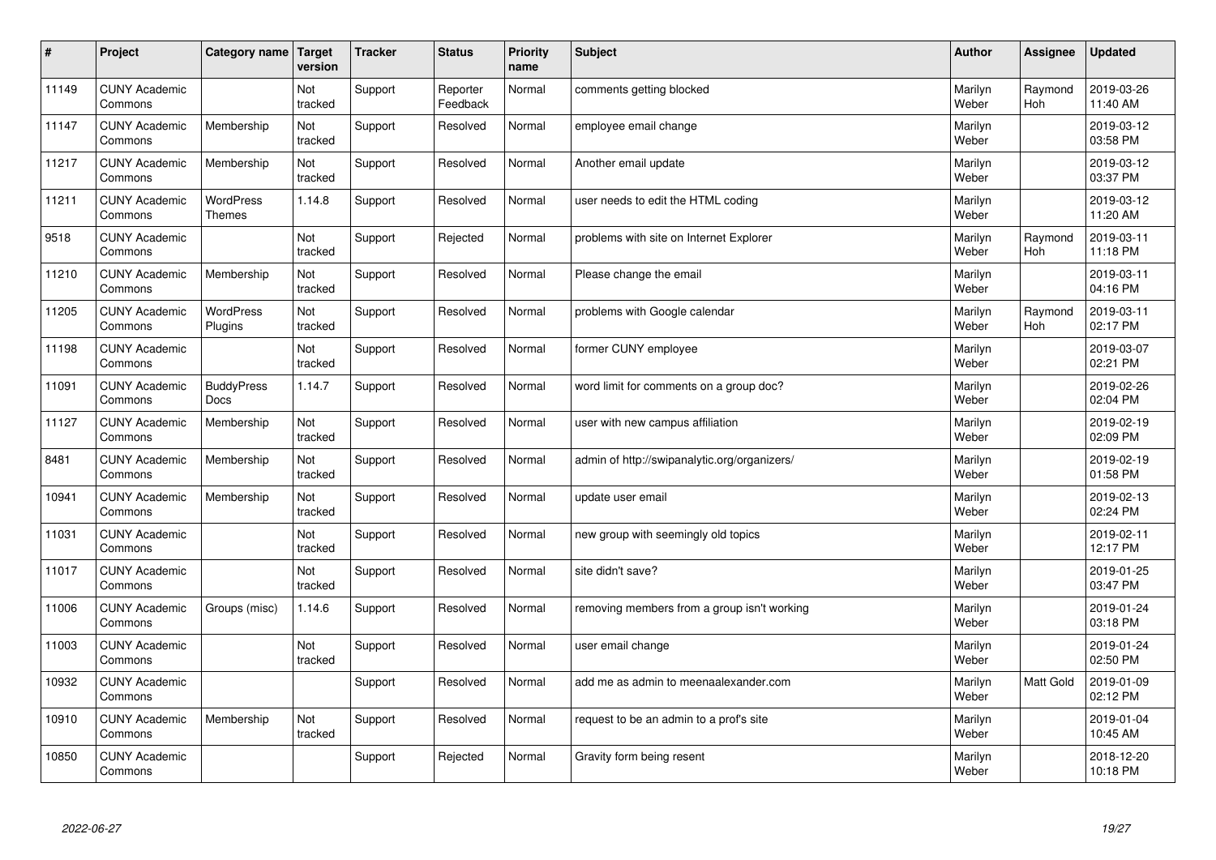| # | Project | Category name | Target version | Tracker | Status | Priority name | Subject | Author | Assignee | Updated |
|---|---|---|---|---|---|---|---|---|---|---|
| 11149 | CUNY Academic Commons | | Not tracked | Support | Reporter Feedback | Normal | comments getting blocked | Marilyn Weber | Raymond Hoh | 2019-03-26 11:40 AM |
| 11147 | CUNY Academic Commons | Membership | Not tracked | Support | Resolved | Normal | employee email change | Marilyn Weber | | 2019-03-12 03:58 PM |
| 11217 | CUNY Academic Commons | Membership | Not tracked | Support | Resolved | Normal | Another email update | Marilyn Weber | | 2019-03-12 03:37 PM |
| 11211 | CUNY Academic Commons | WordPress Themes | 1.14.8 | Support | Resolved | Normal | user needs to edit the HTML coding | Marilyn Weber | | 2019-03-12 11:20 AM |
| 9518 | CUNY Academic Commons | | Not tracked | Support | Rejected | Normal | problems with site on Internet Explorer | Marilyn Weber | Raymond Hoh | 2019-03-11 11:18 PM |
| 11210 | CUNY Academic Commons | Membership | Not tracked | Support | Resolved | Normal | Please change the email | Marilyn Weber | | 2019-03-11 04:16 PM |
| 11205 | CUNY Academic Commons | WordPress Plugins | Not tracked | Support | Resolved | Normal | problems with Google calendar | Marilyn Weber | Raymond Hoh | 2019-03-11 02:17 PM |
| 11198 | CUNY Academic Commons | | Not tracked | Support | Resolved | Normal | former CUNY employee | Marilyn Weber | | 2019-03-07 02:21 PM |
| 11091 | CUNY Academic Commons | BuddyPress Docs | 1.14.7 | Support | Resolved | Normal | word limit for comments on a group doc? | Marilyn Weber | | 2019-02-26 02:04 PM |
| 11127 | CUNY Academic Commons | Membership | Not tracked | Support | Resolved | Normal | user with new campus affiliation | Marilyn Weber | | 2019-02-19 02:09 PM |
| 8481 | CUNY Academic Commons | Membership | Not tracked | Support | Resolved | Normal | admin of http://swipanalytic.org/organizers/ | Marilyn Weber | | 2019-02-19 01:58 PM |
| 10941 | CUNY Academic Commons | Membership | Not tracked | Support | Resolved | Normal | update user email | Marilyn Weber | | 2019-02-13 02:24 PM |
| 11031 | CUNY Academic Commons | | Not tracked | Support | Resolved | Normal | new group with seemingly old topics | Marilyn Weber | | 2019-02-11 12:17 PM |
| 11017 | CUNY Academic Commons | | Not tracked | Support | Resolved | Normal | site didn't save? | Marilyn Weber | | 2019-01-25 03:47 PM |
| 11006 | CUNY Academic Commons | Groups (misc) | 1.14.6 | Support | Resolved | Normal | removing members from a group isn't working | Marilyn Weber | | 2019-01-24 03:18 PM |
| 11003 | CUNY Academic Commons | | Not tracked | Support | Resolved | Normal | user email change | Marilyn Weber | | 2019-01-24 02:50 PM |
| 10932 | CUNY Academic Commons | | | Support | Resolved | Normal | add me as admin to meenaalexander.com | Marilyn Weber | Matt Gold | 2019-01-09 02:12 PM |
| 10910 | CUNY Academic Commons | Membership | Not tracked | Support | Resolved | Normal | request to be an admin to a prof's site | Marilyn Weber | | 2019-01-04 10:45 AM |
| 10850 | CUNY Academic Commons | | | Support | Rejected | Normal | Gravity form being resent | Marilyn Weber | | 2018-12-20 10:18 PM |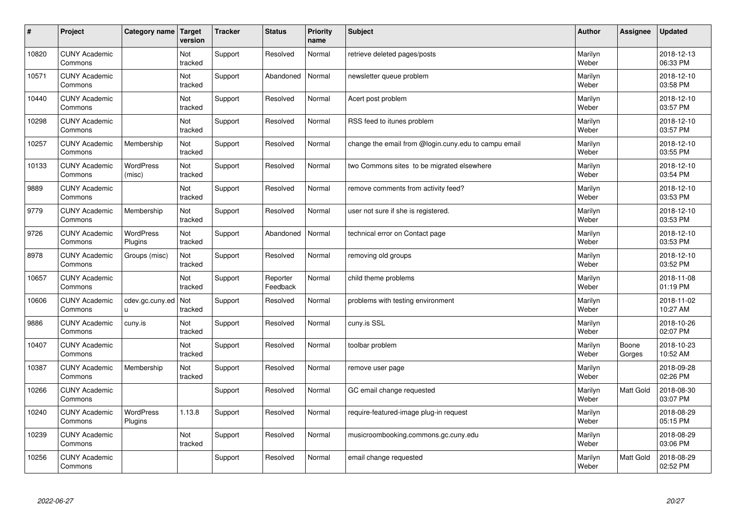| # | Project | Category name | Target version | Tracker | Status | Priority name | Subject | Author | Assignee | Updated |
|---|---|---|---|---|---|---|---|---|---|---|
| 10820 | CUNY Academic Commons | | Not tracked | Support | Resolved | Normal | retrieve deleted pages/posts | Marilyn Weber | | 2018-12-13 06:33 PM |
| 10571 | CUNY Academic Commons | | Not tracked | Support | Abandoned | Normal | newsletter queue problem | Marilyn Weber | | 2018-12-10 03:58 PM |
| 10440 | CUNY Academic Commons | | Not tracked | Support | Resolved | Normal | Acert post problem | Marilyn Weber | | 2018-12-10 03:57 PM |
| 10298 | CUNY Academic Commons | | Not tracked | Support | Resolved | Normal | RSS feed to itunes problem | Marilyn Weber | | 2018-12-10 03:57 PM |
| 10257 | CUNY Academic Commons | Membership | Not tracked | Support | Resolved | Normal | change the email from @login.cuny.edu to campu email | Marilyn Weber | | 2018-12-10 03:55 PM |
| 10133 | CUNY Academic Commons | WordPress (misc) | Not tracked | Support | Resolved | Normal | two Commons sites to be migrated elsewhere | Marilyn Weber | | 2018-12-10 03:54 PM |
| 9889 | CUNY Academic Commons | | Not tracked | Support | Resolved | Normal | remove comments from activity feed? | Marilyn Weber | | 2018-12-10 03:53 PM |
| 9779 | CUNY Academic Commons | Membership | Not tracked | Support | Resolved | Normal | user not sure if she is registered. | Marilyn Weber | | 2018-12-10 03:53 PM |
| 9726 | CUNY Academic Commons | WordPress Plugins | Not tracked | Support | Abandoned | Normal | technical error on Contact page | Marilyn Weber | | 2018-12-10 03:53 PM |
| 8978 | CUNY Academic Commons | Groups (misc) | Not tracked | Support | Resolved | Normal | removing old groups | Marilyn Weber | | 2018-12-10 03:52 PM |
| 10657 | CUNY Academic Commons | | Not tracked | Support | Reporter Feedback | Normal | child theme problems | Marilyn Weber | | 2018-11-08 01:19 PM |
| 10606 | CUNY Academic Commons | cdev.gc.cuny.edu | Not tracked | Support | Resolved | Normal | problems with testing environment | Marilyn Weber | | 2018-11-02 10:27 AM |
| 9886 | CUNY Academic Commons | cuny.is | Not tracked | Support | Resolved | Normal | cuny.is SSL | Marilyn Weber | | 2018-10-26 02:07 PM |
| 10407 | CUNY Academic Commons | | Not tracked | Support | Resolved | Normal | toolbar problem | Marilyn Weber | Boone Gorges | 2018-10-23 10:52 AM |
| 10387 | CUNY Academic Commons | Membership | Not tracked | Support | Resolved | Normal | remove user page | Marilyn Weber | | 2018-09-28 02:26 PM |
| 10266 | CUNY Academic Commons | | | Support | Resolved | Normal | GC email change requested | Marilyn Weber | Matt Gold | 2018-08-30 03:07 PM |
| 10240 | CUNY Academic Commons | WordPress Plugins | 1.13.8 | Support | Resolved | Normal | require-featured-image plug-in request | Marilyn Weber | | 2018-08-29 05:15 PM |
| 10239 | CUNY Academic Commons | | Not tracked | Support | Resolved | Normal | musicroombooking.commons.gc.cuny.edu | Marilyn Weber | | 2018-08-29 03:06 PM |
| 10256 | CUNY Academic Commons | | | Support | Resolved | Normal | email change requested | Marilyn Weber | Matt Gold | 2018-08-29 02:52 PM |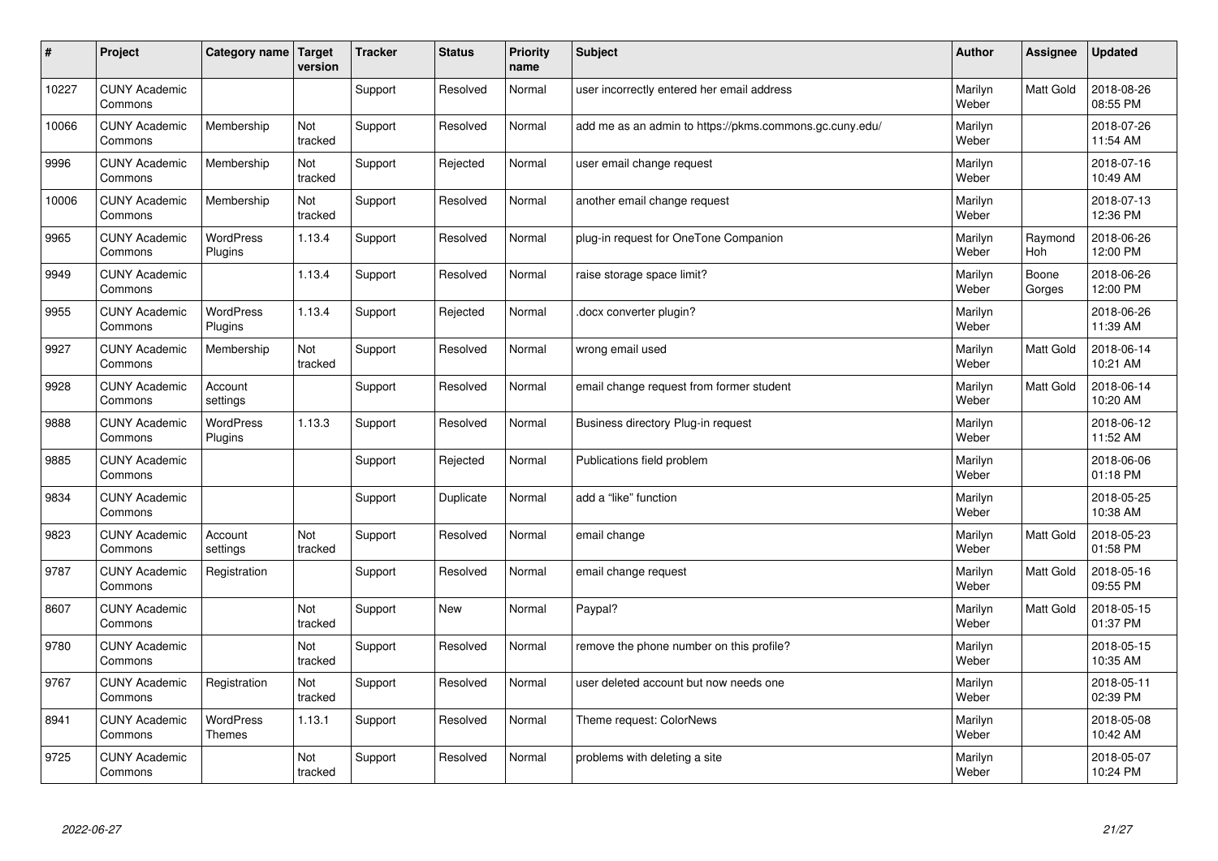| # | Project | Category name | Target version | Tracker | Status | Priority name | Subject | Author | Assignee | Updated |
|---|---|---|---|---|---|---|---|---|---|---|
| 10227 | CUNY Academic Commons | | | Support | Resolved | Normal | user incorrectly entered her email address | Marilyn Weber | Matt Gold | 2018-08-26 08:55 PM |
| 10066 | CUNY Academic Commons | Membership | Not tracked | Support | Resolved | Normal | add me as an admin to https://pkms.commons.gc.cuny.edu/ | Marilyn Weber | | 2018-07-26 11:54 AM |
| 9996 | CUNY Academic Commons | Membership | Not tracked | Support | Rejected | Normal | user email change request | Marilyn Weber | | 2018-07-16 10:49 AM |
| 10006 | CUNY Academic Commons | Membership | Not tracked | Support | Resolved | Normal | another email change request | Marilyn Weber | | 2018-07-13 12:36 PM |
| 9965 | CUNY Academic Commons | WordPress Plugins | 1.13.4 | Support | Resolved | Normal | plug-in request for OneTone Companion | Marilyn Weber | Raymond Hoh | 2018-06-26 12:00 PM |
| 9949 | CUNY Academic Commons | | 1.13.4 | Support | Resolved | Normal | raise storage space limit? | Marilyn Weber | Boone Gorges | 2018-06-26 12:00 PM |
| 9955 | CUNY Academic Commons | WordPress Plugins | 1.13.4 | Support | Rejected | Normal | .docx converter plugin? | Marilyn Weber | | 2018-06-26 11:39 AM |
| 9927 | CUNY Academic Commons | Membership | Not tracked | Support | Resolved | Normal | wrong email used | Marilyn Weber | Matt Gold | 2018-06-14 10:21 AM |
| 9928 | CUNY Academic Commons | Account settings | | Support | Resolved | Normal | email change request from former student | Marilyn Weber | Matt Gold | 2018-06-14 10:20 AM |
| 9888 | CUNY Academic Commons | WordPress Plugins | 1.13.3 | Support | Resolved | Normal | Business directory Plug-in request | Marilyn Weber | | 2018-06-12 11:52 AM |
| 9885 | CUNY Academic Commons | | | Support | Rejected | Normal | Publications field problem | Marilyn Weber | | 2018-06-06 01:18 PM |
| 9834 | CUNY Academic Commons | | | Support | Duplicate | Normal | add a "like" function | Marilyn Weber | | 2018-05-25 10:38 AM |
| 9823 | CUNY Academic Commons | Account settings | Not tracked | Support | Resolved | Normal | email change | Marilyn Weber | Matt Gold | 2018-05-23 01:58 PM |
| 9787 | CUNY Academic Commons | Registration | | Support | Resolved | Normal | email change request | Marilyn Weber | Matt Gold | 2018-05-16 09:55 PM |
| 8607 | CUNY Academic Commons | | Not tracked | Support | New | Normal | Paypal? | Marilyn Weber | Matt Gold | 2018-05-15 01:37 PM |
| 9780 | CUNY Academic Commons | | Not tracked | Support | Resolved | Normal | remove the phone number on this profile? | Marilyn Weber | | 2018-05-15 10:35 AM |
| 9767 | CUNY Academic Commons | Registration | Not tracked | Support | Resolved | Normal | user deleted account but now needs one | Marilyn Weber | | 2018-05-11 02:39 PM |
| 8941 | CUNY Academic Commons | WordPress Themes | 1.13.1 | Support | Resolved | Normal | Theme request: ColorNews | Marilyn Weber | | 2018-05-08 10:42 AM |
| 9725 | CUNY Academic Commons | | Not tracked | Support | Resolved | Normal | problems with deleting a site | Marilyn Weber | | 2018-05-07 10:24 PM |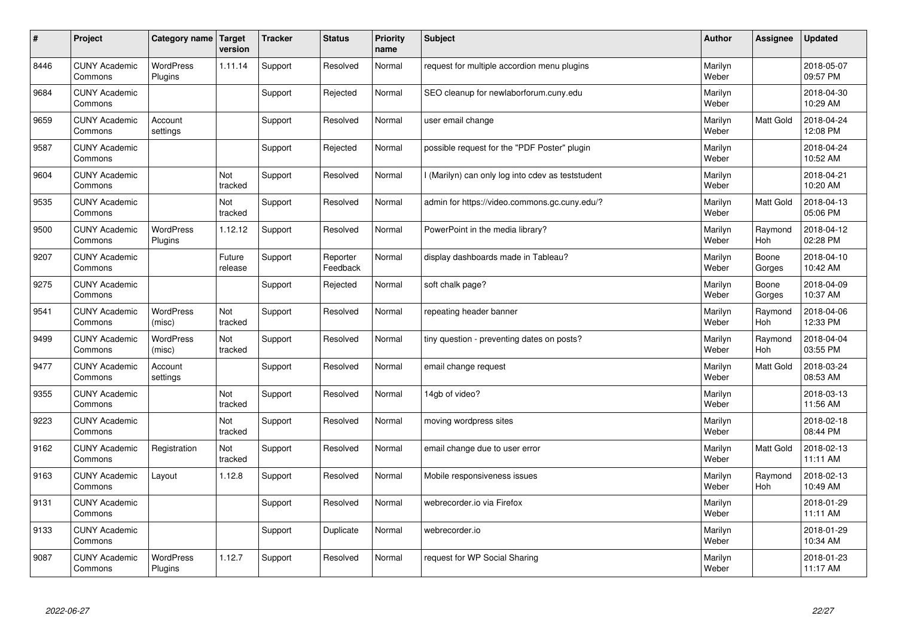| # | Project | Category name | Target version | Tracker | Status | Priority name | Subject | Author | Assignee | Updated |
|---|---|---|---|---|---|---|---|---|---|---|
| 8446 | CUNY Academic Commons | WordPress Plugins | 1.11.14 | Support | Resolved | Normal | request for multiple accordion menu plugins | Marilyn Weber | | 2018-05-07 09:57 PM |
| 9684 | CUNY Academic Commons | | | Support | Rejected | Normal | SEO cleanup for newlaborforum.cuny.edu | Marilyn Weber | | 2018-04-30 10:29 AM |
| 9659 | CUNY Academic Commons | Account settings | | Support | Resolved | Normal | user email change | Marilyn Weber | Matt Gold | 2018-04-24 12:08 PM |
| 9587 | CUNY Academic Commons | | | Support | Rejected | Normal | possible request for the "PDF Poster" plugin | Marilyn Weber | | 2018-04-24 10:52 AM |
| 9604 | CUNY Academic Commons | | Not tracked | Support | Resolved | Normal | I (Marilyn) can only log into cdev as teststudent | Marilyn Weber | | 2018-04-21 10:20 AM |
| 9535 | CUNY Academic Commons | | Not tracked | Support | Resolved | Normal | admin for https://video.commons.gc.cuny.edu/? | Marilyn Weber | Matt Gold | 2018-04-13 05:06 PM |
| 9500 | CUNY Academic Commons | WordPress Plugins | 1.12.12 | Support | Resolved | Normal | PowerPoint in the media library? | Marilyn Weber | Raymond Hoh | 2018-04-12 02:28 PM |
| 9207 | CUNY Academic Commons | | Future release | Support | Reporter Feedback | Normal | display dashboards made in Tableau? | Marilyn Weber | Boone Gorges | 2018-04-10 10:42 AM |
| 9275 | CUNY Academic Commons | | | Support | Rejected | Normal | soft chalk page? | Marilyn Weber | Boone Gorges | 2018-04-09 10:37 AM |
| 9541 | CUNY Academic Commons | WordPress (misc) | Not tracked | Support | Resolved | Normal | repeating header banner | Marilyn Weber | Raymond Hoh | 2018-04-06 12:33 PM |
| 9499 | CUNY Academic Commons | WordPress (misc) | Not tracked | Support | Resolved | Normal | tiny question - preventing dates on posts? | Marilyn Weber | Raymond Hoh | 2018-04-04 03:55 PM |
| 9477 | CUNY Academic Commons | Account settings | | Support | Resolved | Normal | email change request | Marilyn Weber | Matt Gold | 2018-03-24 08:53 AM |
| 9355 | CUNY Academic Commons | | Not tracked | Support | Resolved | Normal | 14gb of video? | Marilyn Weber | | 2018-03-13 11:56 AM |
| 9223 | CUNY Academic Commons | | Not tracked | Support | Resolved | Normal | moving wordpress sites | Marilyn Weber | | 2018-02-18 08:44 PM |
| 9162 | CUNY Academic Commons | Registration | Not tracked | Support | Resolved | Normal | email change due to user error | Marilyn Weber | Matt Gold | 2018-02-13 11:11 AM |
| 9163 | CUNY Academic Commons | Layout | 1.12.8 | Support | Resolved | Normal | Mobile responsiveness issues | Marilyn Weber | Raymond Hoh | 2018-02-13 10:49 AM |
| 9131 | CUNY Academic Commons | | | Support | Resolved | Normal | webrecorder.io via Firefox | Marilyn Weber | | 2018-01-29 11:11 AM |
| 9133 | CUNY Academic Commons | | | Support | Duplicate | Normal | webrecorder.io | Marilyn Weber | | 2018-01-29 10:34 AM |
| 9087 | CUNY Academic Commons | WordPress Plugins | 1.12.7 | Support | Resolved | Normal | request for WP Social Sharing | Marilyn Weber | | 2018-01-23 11:17 AM |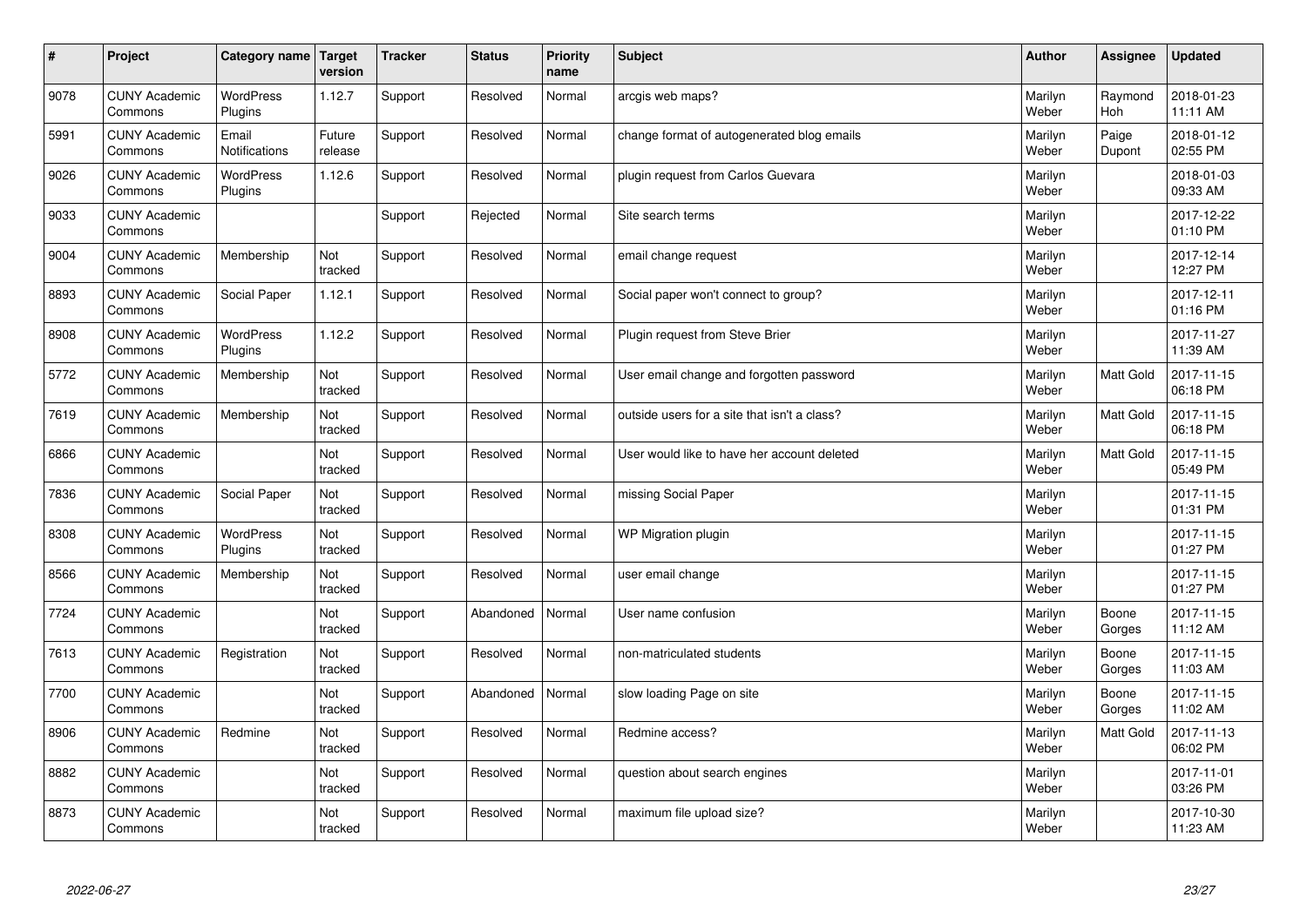| # | Project | Category name | Target version | Tracker | Status | Priority name | Subject | Author | Assignee | Updated |
|---|---|---|---|---|---|---|---|---|---|---|
| 9078 | CUNY Academic Commons | WordPress Plugins | 1.12.7 | Support | Resolved | Normal | arcgis web maps? | Marilyn Weber | Raymond Hoh | 2018-01-23 11:11 AM |
| 5991 | CUNY Academic Commons | Email Notifications | Future release | Support | Resolved | Normal | change format of autogenerated blog emails | Marilyn Weber | Paige Dupont | 2018-01-12 02:55 PM |
| 9026 | CUNY Academic Commons | WordPress Plugins | 1.12.6 | Support | Resolved | Normal | plugin request from Carlos Guevara | Marilyn Weber | | 2018-01-03 09:33 AM |
| 9033 | CUNY Academic Commons | | | Support | Rejected | Normal | Site search terms | Marilyn Weber | | 2017-12-22 01:10 PM |
| 9004 | CUNY Academic Commons | Membership | Not tracked | Support | Resolved | Normal | email change request | Marilyn Weber | | 2017-12-14 12:27 PM |
| 8893 | CUNY Academic Commons | Social Paper | 1.12.1 | Support | Resolved | Normal | Social paper won't connect to group? | Marilyn Weber | | 2017-12-11 01:16 PM |
| 8908 | CUNY Academic Commons | WordPress Plugins | 1.12.2 | Support | Resolved | Normal | Plugin request from Steve Brier | Marilyn Weber | | 2017-11-27 11:39 AM |
| 5772 | CUNY Academic Commons | Membership | Not tracked | Support | Resolved | Normal | User email change and forgotten password | Marilyn Weber | Matt Gold | 2017-11-15 06:18 PM |
| 7619 | CUNY Academic Commons | Membership | Not tracked | Support | Resolved | Normal | outside users for a site that isn't a class? | Marilyn Weber | Matt Gold | 2017-11-15 06:18 PM |
| 6866 | CUNY Academic Commons | | Not tracked | Support | Resolved | Normal | User would like to have her account deleted | Marilyn Weber | Matt Gold | 2017-11-15 05:49 PM |
| 7836 | CUNY Academic Commons | Social Paper | Not tracked | Support | Resolved | Normal | missing Social Paper | Marilyn Weber | | 2017-11-15 01:31 PM |
| 8308 | CUNY Academic Commons | WordPress Plugins | Not tracked | Support | Resolved | Normal | WP Migration plugin | Marilyn Weber | | 2017-11-15 01:27 PM |
| 8566 | CUNY Academic Commons | Membership | Not tracked | Support | Resolved | Normal | user email change | Marilyn Weber | | 2017-11-15 01:27 PM |
| 7724 | CUNY Academic Commons | | Not tracked | Support | Abandoned | Normal | User name confusion | Marilyn Weber | Boone Gorges | 2017-11-15 11:12 AM |
| 7613 | CUNY Academic Commons | Registration | Not tracked | Support | Resolved | Normal | non-matriculated students | Marilyn Weber | Boone Gorges | 2017-11-15 11:03 AM |
| 7700 | CUNY Academic Commons | | Not tracked | Support | Abandoned | Normal | slow loading Page on site | Marilyn Weber | Boone Gorges | 2017-11-15 11:02 AM |
| 8906 | CUNY Academic Commons | Redmine | Not tracked | Support | Resolved | Normal | Redmine access? | Marilyn Weber | Matt Gold | 2017-11-13 06:02 PM |
| 8882 | CUNY Academic Commons | | Not tracked | Support | Resolved | Normal | question about search engines | Marilyn Weber | | 2017-11-01 03:26 PM |
| 8873 | CUNY Academic Commons | | Not tracked | Support | Resolved | Normal | maximum file upload size? | Marilyn Weber | | 2017-10-30 11:23 AM |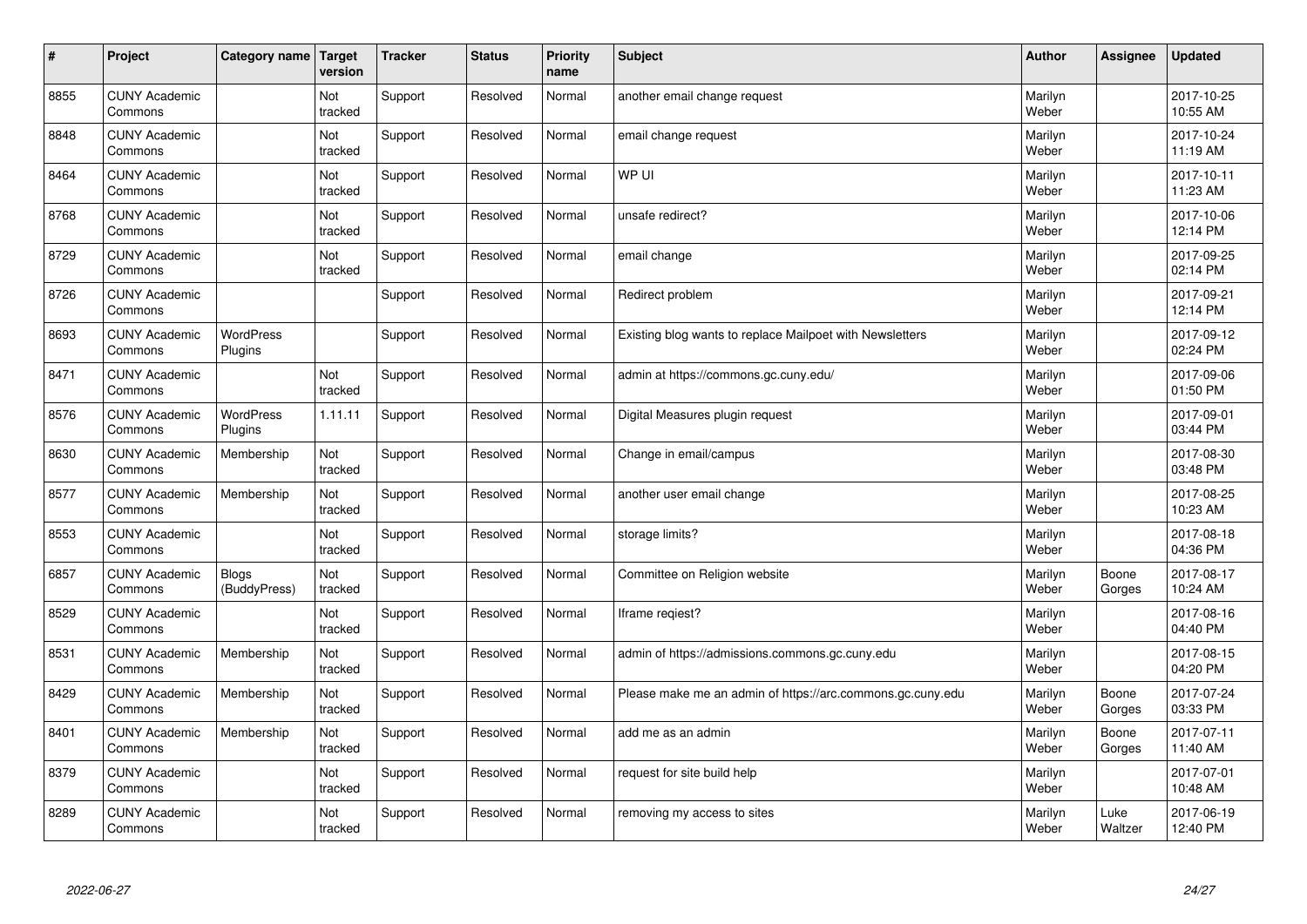| # | Project | Category name | Target version | Tracker | Status | Priority name | Subject | Author | Assignee | Updated |
|---|---|---|---|---|---|---|---|---|---|---|
| 8855 | CUNY Academic Commons | | Not tracked | Support | Resolved | Normal | another email change request | Marilyn Weber | | 2017-10-25 10:55 AM |
| 8848 | CUNY Academic Commons | | Not tracked | Support | Resolved | Normal | email change request | Marilyn Weber | | 2017-10-24 11:19 AM |
| 8464 | CUNY Academic Commons | | Not tracked | Support | Resolved | Normal | WP UI | Marilyn Weber | | 2017-10-11 11:23 AM |
| 8768 | CUNY Academic Commons | | Not tracked | Support | Resolved | Normal | unsafe redirect? | Marilyn Weber | | 2017-10-06 12:14 PM |
| 8729 | CUNY Academic Commons | | Not tracked | Support | Resolved | Normal | email change | Marilyn Weber | | 2017-09-25 02:14 PM |
| 8726 | CUNY Academic Commons | | | Support | Resolved | Normal | Redirect problem | Marilyn Weber | | 2017-09-21 12:14 PM |
| 8693 | CUNY Academic Commons | WordPress Plugins | | Support | Resolved | Normal | Existing blog wants to replace Mailpoet with Newsletters | Marilyn Weber | | 2017-09-12 02:24 PM |
| 8471 | CUNY Academic Commons | | Not tracked | Support | Resolved | Normal | admin at https://commons.gc.cuny.edu/ | Marilyn Weber | | 2017-09-06 01:50 PM |
| 8576 | CUNY Academic Commons | WordPress Plugins | 1.11.11 | Support | Resolved | Normal | Digital Measures plugin request | Marilyn Weber | | 2017-09-01 03:44 PM |
| 8630 | CUNY Academic Commons | Membership | Not tracked | Support | Resolved | Normal | Change in email/campus | Marilyn Weber | | 2017-08-30 03:48 PM |
| 8577 | CUNY Academic Commons | Membership | Not tracked | Support | Resolved | Normal | another user email change | Marilyn Weber | | 2017-08-25 10:23 AM |
| 8553 | CUNY Academic Commons | | Not tracked | Support | Resolved | Normal | storage limits? | Marilyn Weber | | 2017-08-18 04:36 PM |
| 6857 | CUNY Academic Commons | Blogs (BuddyPress) | Not tracked | Support | Resolved | Normal | Committee on Religion website | Marilyn Weber | Boone Gorges | 2017-08-17 10:24 AM |
| 8529 | CUNY Academic Commons | | Not tracked | Support | Resolved | Normal | Iframe reqiest? | Marilyn Weber | | 2017-08-16 04:40 PM |
| 8531 | CUNY Academic Commons | Membership | Not tracked | Support | Resolved | Normal | admin of https://admissions.commons.gc.cuny.edu | Marilyn Weber | | 2017-08-15 04:20 PM |
| 8429 | CUNY Academic Commons | Membership | Not tracked | Support | Resolved | Normal | Please make me an admin of https://arc.commons.gc.cuny.edu | Marilyn Weber | Boone Gorges | 2017-07-24 03:33 PM |
| 8401 | CUNY Academic Commons | Membership | Not tracked | Support | Resolved | Normal | add me as an admin | Marilyn Weber | Boone Gorges | 2017-07-11 11:40 AM |
| 8379 | CUNY Academic Commons | | Not tracked | Support | Resolved | Normal | request for site build help | Marilyn Weber | | 2017-07-01 10:48 AM |
| 8289 | CUNY Academic Commons | | Not tracked | Support | Resolved | Normal | removing my access to sites | Marilyn Weber | Luke Waltzer | 2017-06-19 12:40 PM |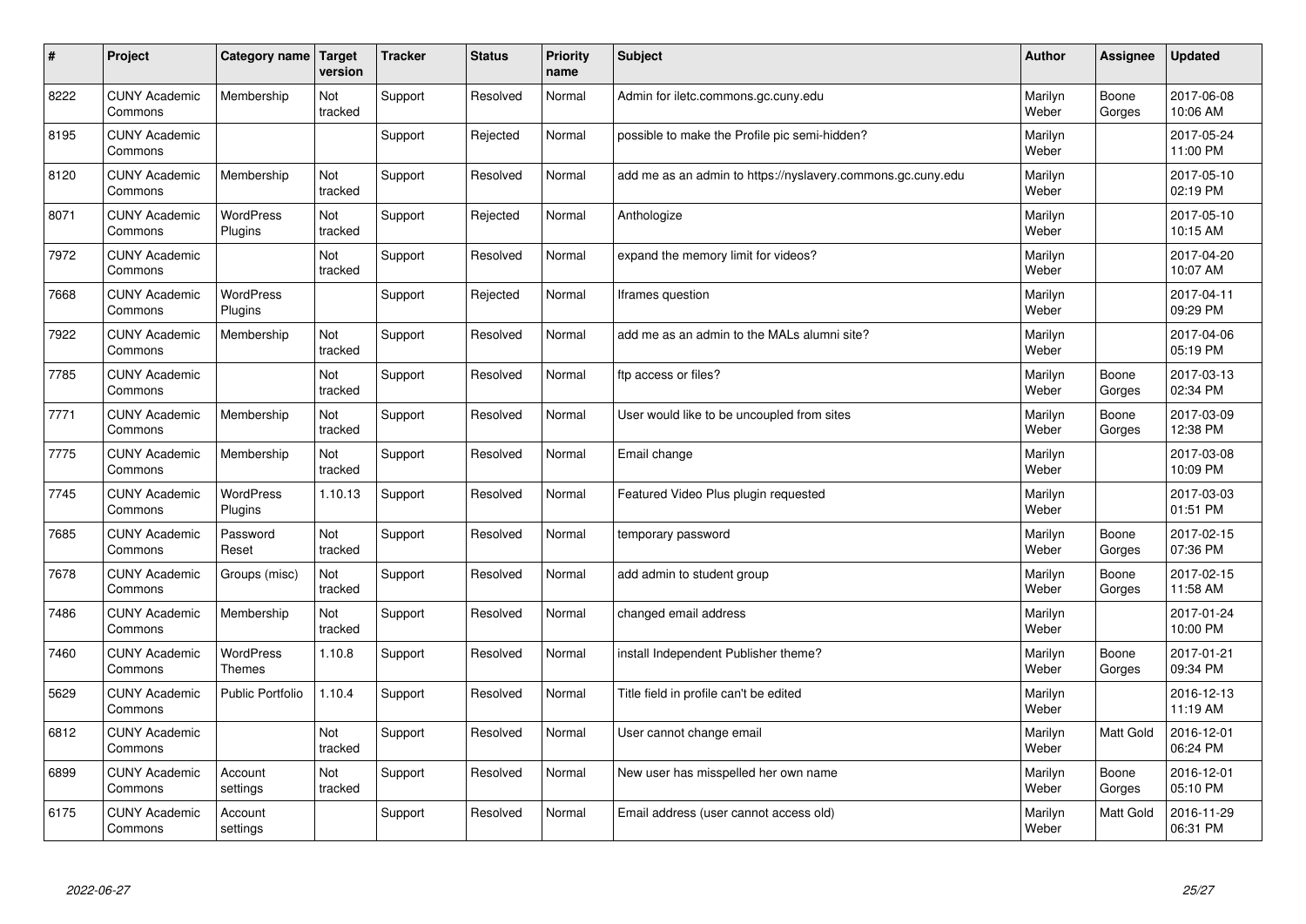| # | Project | Category name | Target version | Tracker | Status | Priority name | Subject | Author | Assignee | Updated |
|---|---|---|---|---|---|---|---|---|---|---|
| 8222 | CUNY Academic Commons | Membership | Not tracked | Support | Resolved | Normal | Admin for iletc.commons.gc.cuny.edu | Marilyn Weber | Boone Gorges | 2017-06-08 10:06 AM |
| 8195 | CUNY Academic Commons | | | Support | Rejected | Normal | possible to make the Profile pic semi-hidden? | Marilyn Weber | | 2017-05-24 11:00 PM |
| 8120 | CUNY Academic Commons | Membership | Not tracked | Support | Resolved | Normal | add me as an admin to https://nyslavery.commons.gc.cuny.edu | Marilyn Weber | | 2017-05-10 02:19 PM |
| 8071 | CUNY Academic Commons | WordPress Plugins | Not tracked | Support | Rejected | Normal | Anthologize | Marilyn Weber | | 2017-05-10 10:15 AM |
| 7972 | CUNY Academic Commons | | Not tracked | Support | Resolved | Normal | expand the memory limit for videos? | Marilyn Weber | | 2017-04-20 10:07 AM |
| 7668 | CUNY Academic Commons | WordPress Plugins | | Support | Rejected | Normal | Iframes question | Marilyn Weber | | 2017-04-11 09:29 PM |
| 7922 | CUNY Academic Commons | Membership | Not tracked | Support | Resolved | Normal | add me as an admin to the MALs alumni site? | Marilyn Weber | | 2017-04-06 05:19 PM |
| 7785 | CUNY Academic Commons | | Not tracked | Support | Resolved | Normal | ftp access or files? | Marilyn Weber | Boone Gorges | 2017-03-13 02:34 PM |
| 7771 | CUNY Academic Commons | Membership | Not tracked | Support | Resolved | Normal | User would like to be uncoupled from sites | Marilyn Weber | Boone Gorges | 2017-03-09 12:38 PM |
| 7775 | CUNY Academic Commons | Membership | Not tracked | Support | Resolved | Normal | Email change | Marilyn Weber | | 2017-03-08 10:09 PM |
| 7745 | CUNY Academic Commons | WordPress Plugins | 1.10.13 | Support | Resolved | Normal | Featured Video Plus plugin requested | Marilyn Weber | | 2017-03-03 01:51 PM |
| 7685 | CUNY Academic Commons | Password Reset | Not tracked | Support | Resolved | Normal | temporary password | Marilyn Weber | Boone Gorges | 2017-02-15 07:36 PM |
| 7678 | CUNY Academic Commons | Groups (misc) | Not tracked | Support | Resolved | Normal | add admin to student group | Marilyn Weber | Boone Gorges | 2017-02-15 11:58 AM |
| 7486 | CUNY Academic Commons | Membership | Not tracked | Support | Resolved | Normal | changed email address | Marilyn Weber | | 2017-01-24 10:00 PM |
| 7460 | CUNY Academic Commons | WordPress Themes | 1.10.8 | Support | Resolved | Normal | install Independent Publisher theme? | Marilyn Weber | Boone Gorges | 2017-01-21 09:34 PM |
| 5629 | CUNY Academic Commons | Public Portfolio | 1.10.4 | Support | Resolved | Normal | Title field in profile can't be edited | Marilyn Weber | | 2016-12-13 11:19 AM |
| 6812 | CUNY Academic Commons | | Not tracked | Support | Resolved | Normal | User cannot change email | Marilyn Weber | Matt Gold | 2016-12-01 06:24 PM |
| 6899 | CUNY Academic Commons | Account settings | Not tracked | Support | Resolved | Normal | New user has misspelled her own name | Marilyn Weber | Boone Gorges | 2016-12-01 05:10 PM |
| 6175 | CUNY Academic Commons | Account settings | | Support | Resolved | Normal | Email address (user cannot access old) | Marilyn Weber | Matt Gold | 2016-11-29 06:31 PM |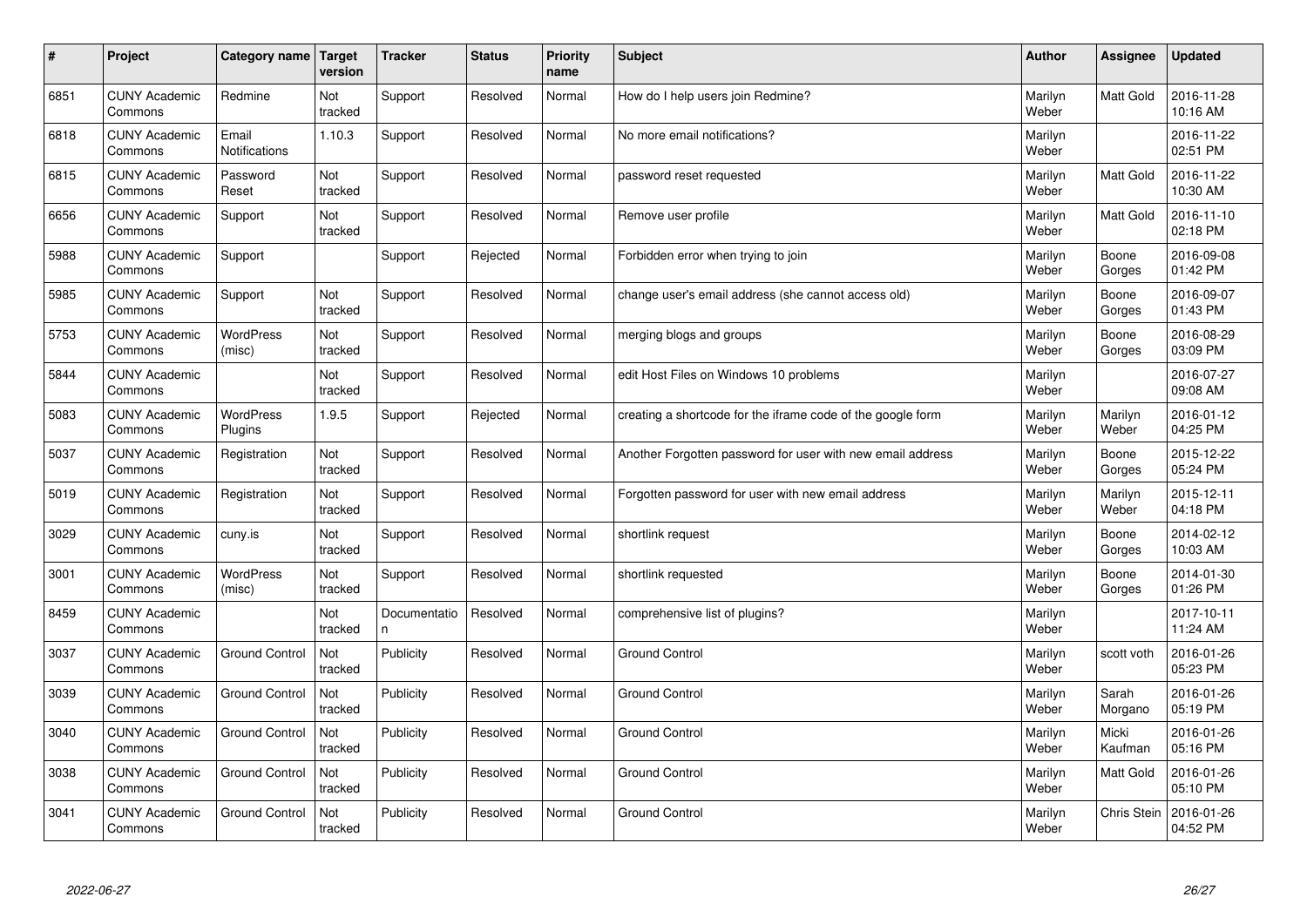| # | Project | Category name | Target version | Tracker | Status | Priority name | Subject | Author | Assignee | Updated |
|---|---|---|---|---|---|---|---|---|---|---|
| 6851 | CUNY Academic Commons | Redmine | Not tracked | Support | Resolved | Normal | How do I help users join Redmine? | Marilyn Weber | Matt Gold | 2016-11-28 10:16 AM |
| 6818 | CUNY Academic Commons | Email Notifications | 1.10.3 | Support | Resolved | Normal | No more email notifications? | Marilyn Weber | | 2016-11-22 02:51 PM |
| 6815 | CUNY Academic Commons | Password Reset | Not tracked | Support | Resolved | Normal | password reset requested | Marilyn Weber | Matt Gold | 2016-11-22 10:30 AM |
| 6656 | CUNY Academic Commons | Support | Not tracked | Support | Resolved | Normal | Remove user profile | Marilyn Weber | Matt Gold | 2016-11-10 02:18 PM |
| 5988 | CUNY Academic Commons | Support | | Support | Rejected | Normal | Forbidden error when trying to join | Marilyn Weber | Boone Gorges | 2016-09-08 01:42 PM |
| 5985 | CUNY Academic Commons | Support | Not tracked | Support | Resolved | Normal | change user's email address (she cannot access old) | Marilyn Weber | Boone Gorges | 2016-09-07 01:43 PM |
| 5753 | CUNY Academic Commons | WordPress (misc) | Not tracked | Support | Resolved | Normal | merging blogs and groups | Marilyn Weber | Boone Gorges | 2016-08-29 03:09 PM |
| 5844 | CUNY Academic Commons | | Not tracked | Support | Resolved | Normal | edit Host Files on Windows 10 problems | Marilyn Weber | | 2016-07-27 09:08 AM |
| 5083 | CUNY Academic Commons | WordPress Plugins | 1.9.5 | Support | Rejected | Normal | creating a shortcode for the iframe code of the google form | Marilyn Weber | Marilyn Weber | 2016-01-12 04:25 PM |
| 5037 | CUNY Academic Commons | Registration | Not tracked | Support | Resolved | Normal | Another Forgotten password for user with new email address | Marilyn Weber | Boone Gorges | 2015-12-22 05:24 PM |
| 5019 | CUNY Academic Commons | Registration | Not tracked | Support | Resolved | Normal | Forgotten password for user with new email address | Marilyn Weber | Marilyn Weber | 2015-12-11 04:18 PM |
| 3029 | CUNY Academic Commons | cuny.is | Not tracked | Support | Resolved | Normal | shortlink request | Marilyn Weber | Boone Gorges | 2014-02-12 10:03 AM |
| 3001 | CUNY Academic Commons | WordPress (misc) | Not tracked | Support | Resolved | Normal | shortlink requested | Marilyn Weber | Boone Gorges | 2014-01-30 01:26 PM |
| 8459 | CUNY Academic Commons | | Not tracked | Documentation | Resolved | Normal | comprehensive list of plugins? | Marilyn Weber | | 2017-10-11 11:24 AM |
| 3037 | CUNY Academic Commons | Ground Control | Not tracked | Publicity | Resolved | Normal | Ground Control | Marilyn Weber | scott voth | 2016-01-26 05:23 PM |
| 3039 | CUNY Academic Commons | Ground Control | Not tracked | Publicity | Resolved | Normal | Ground Control | Marilyn Weber | Sarah Morgano | 2016-01-26 05:19 PM |
| 3040 | CUNY Academic Commons | Ground Control | Not tracked | Publicity | Resolved | Normal | Ground Control | Marilyn Weber | Micki Kaufman | 2016-01-26 05:16 PM |
| 3038 | CUNY Academic Commons | Ground Control | Not tracked | Publicity | Resolved | Normal | Ground Control | Marilyn Weber | Matt Gold | 2016-01-26 05:10 PM |
| 3041 | CUNY Academic Commons | Ground Control | Not tracked | Publicity | Resolved | Normal | Ground Control | Marilyn Weber | Chris Stein | 2016-01-26 04:52 PM |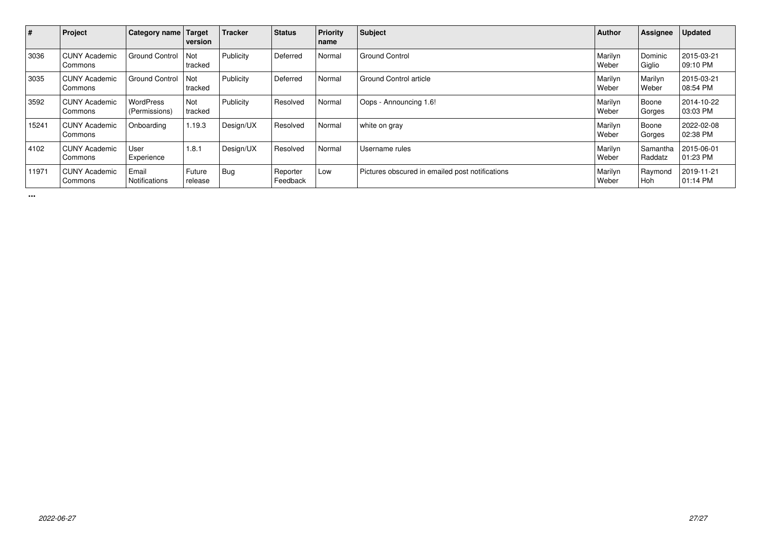| # | Project | Category name | Target version | Tracker | Status | Priority name | Subject | Author | Assignee | Updated |
|---|---|---|---|---|---|---|---|---|---|---|
| 3036 | CUNY Academic Commons | Ground Control | Not tracked | Publicity | Deferred | Normal | Ground Control | Marilyn Weber | Dominic Giglio | 2015-03-21 09:10 PM |
| 3035 | CUNY Academic Commons | Ground Control | Not tracked | Publicity | Deferred | Normal | Ground Control article | Marilyn Weber | Marilyn Weber | 2015-03-21 08:54 PM |
| 3592 | CUNY Academic Commons | WordPress (Permissions) | Not tracked | Publicity | Resolved | Normal | Oops - Announcing 1.6! | Marilyn Weber | Boone Gorges | 2014-10-22 03:03 PM |
| 15241 | CUNY Academic Commons | Onboarding | 1.19.3 | Design/UX | Resolved | Normal | white on gray | Marilyn Weber | Boone Gorges | 2022-02-08 02:38 PM |
| 4102 | CUNY Academic Commons | User Experience | 1.8.1 | Design/UX | Resolved | Normal | Username rules | Marilyn Weber | Samantha Raddatz | 2015-06-01 01:23 PM |
| 11971 | CUNY Academic Commons | Email Notifications | Future release | Bug | Reporter Feedback | Low | Pictures obscured in emailed post notifications | Marilyn Weber | Raymond Hoh | 2019-11-21 01:14 PM |

...